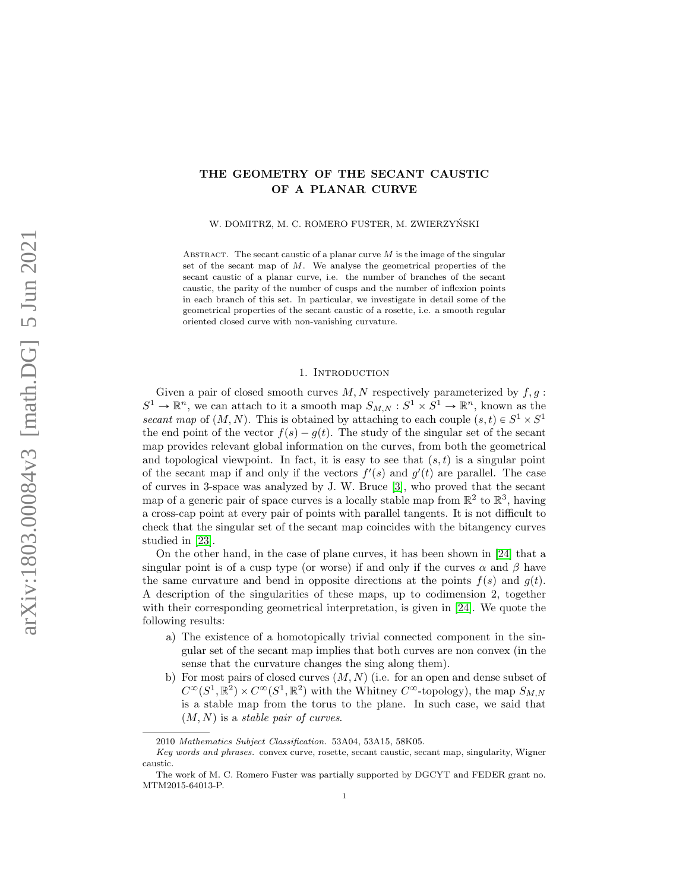# THE GEOMETRY OF THE SECANT CAUSTIC OF A PLANAR CURVE

W. DOMITRZ, M. C. ROMERO FUSTER, M. ZWIERZYŃSKI

Abstract. The secant caustic of a planar curve $M$ is the image of the singular set of the secant map of $M$. We analyse the geometrical properties of the secant caustic of a planar curve, i.e. the number of branches of the secant caustic, the parity of the number of cusps and the number of inflexion points in each branch of this set. In particular, we investigate in detail some of the geometrical properties of the secant caustic of a rosette, i.e. a smooth regular oriented closed curve with non-vanishing curvature.

## 1. Introduction

Given a pair of closed smooth curves $M, N$ respectively parameterized by $f, g : S^1 \to \mathbb{R}^n$, we can attach to it a smooth map $S_{M,N} : S^1 \times S^1 \to \mathbb{R}^n$, known as the *secant map* of $(M, N)$. This is obtained by attaching to each couple $(s,t) \in S^1 \times S^1$ the end point of the vector $f(s) - g(t)$. The study of the singular set of the secant map provides relevant global information on the curves, from both the geometrical and topological viewpoint. In fact, it is easy to see that $(s,t)$ is a singular point of the secant map if and only if the vectors $f'(s)$ and $g'(t)$ are parallel. The case of curves in 3-space was analyzed by J. W. Bruce [3], who proved that the secant map of a generic pair of space curves is a locally stable map from $\mathbb{R}^2$ to $\mathbb{R}^3$, having a cross-cap point at every pair of points with parallel tangents. It is not difficult to check that the singular set of the secant map coincides with the bitangency curves studied in [23].

On the other hand, in the case of plane curves, it has been shown in [24] that a singular point is of a cusp type (or worse) if and only if the curves $\alpha$ and $\beta$ have the same curvature and bend in opposite directions at the points $f(s)$ and $g(t)$. A description of the singularities of these maps, up to codimension 2, together with their corresponding geometrical interpretation, is given in [24]. We quote the following results:

a) The existence of a homotopically trivial connected component in the singular set of the secant map implies that both curves are non convex (in the sense that the curvature changes the sing along them).

b) For most pairs of closed curves $(M, N)$ (i.e. for an open and dense subset of $C^\infty(S^1, \mathbb{R}^2) \times C^\infty(S^1, \mathbb{R}^2)$ with the Whitney $C^\infty$-topology), the map $S_{M,N}$ is a stable map from the torus to the plane. In such case, we said that $(M, N)$ is a *stable pair of curves*.

2010 *Mathematics Subject Classification.* 53A04, 53A15, 58K05.

*Key words and phrases.* convex curve, rosette, secant caustic, secant map, singularity, Wigner caustic.

The work of M. C. Romero Fuster was partially supported by DGCYT and FEDER grant no. MTM2015-64013-P.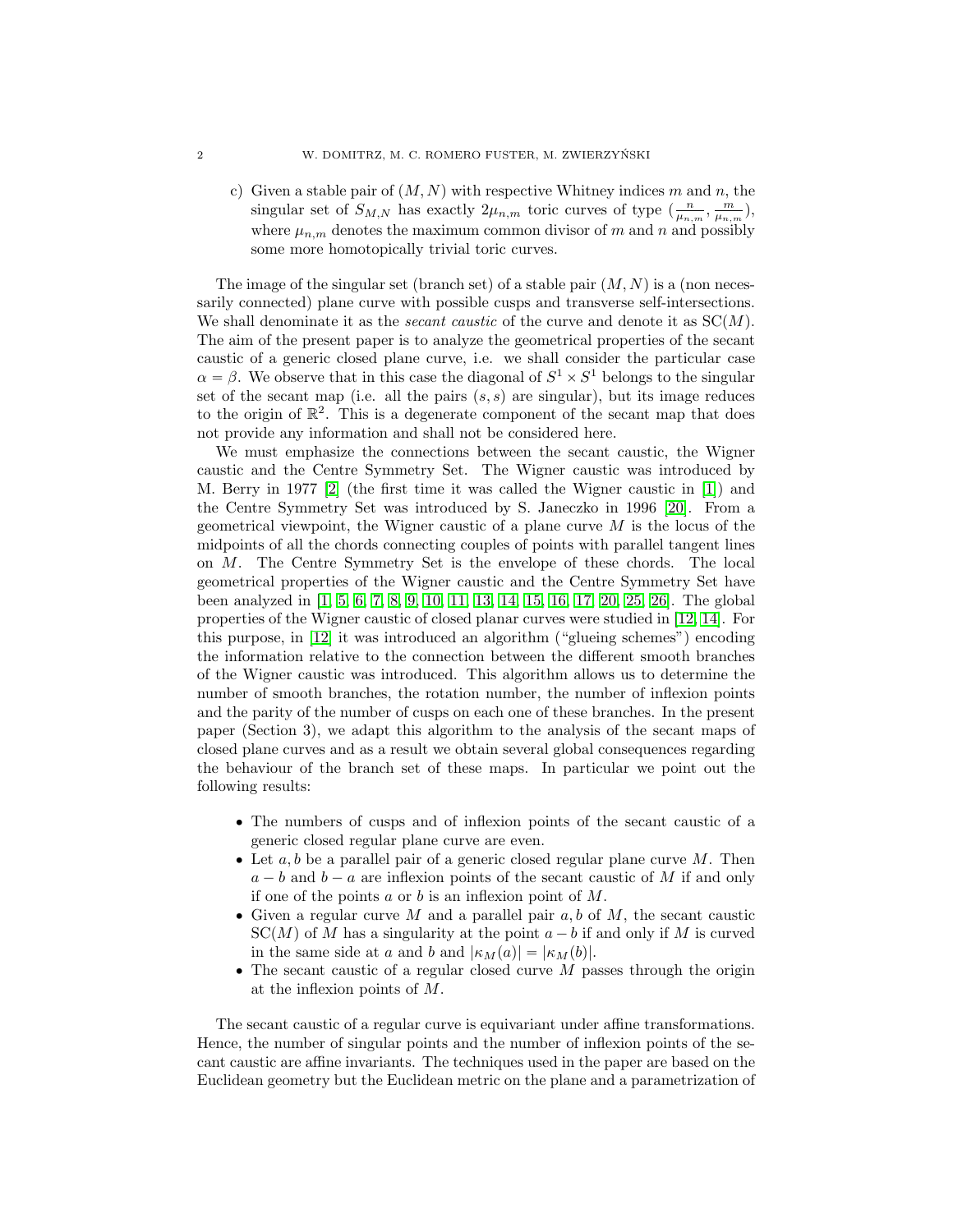c) Given a stable pair of $(M, N)$ with respective Whitney indices $m$ and $n$, the singular set of $S_{M,N}$ has exactly $2\mu_{n,m}$ toric curves of type $(\frac{n}{\mu_{n,m}}, \frac{m}{\mu_{n,m}})$, where $\mu_{n,m}$ denotes the maximum common divisor of $m$ and $n$ and possibly some more homotopically trivial toric curves.

The image of the singular set (branch set) of a stable pair $(M, N)$ is a (non necessarily connected) plane curve with possible cusps and transverse self-intersections. We shall denominate it as the *secant caustic* of the curve and denote it as $\mathrm{SC}(M)$. The aim of the present paper is to analyze the geometrical properties of the secant caustic of a generic closed plane curve, i.e. we shall consider the particular case $\alpha = \beta$. We observe that in this case the diagonal of $S^1 \times S^1$ belongs to the singular set of the secant map (i.e. all the pairs $(s, s)$ are singular), but its image reduces to the origin of $\mathbb{R}^2$. This is a degenerate component of the secant map that does not provide any information and shall not be considered here.

We must emphasize the connections between the secant caustic, the Wigner caustic and the Centre Symmetry Set. The Wigner caustic was introduced by M. Berry in 1977 [2] (the first time it was called the Wigner caustic in [1]) and the Centre Symmetry Set was introduced by S. Janeczko in 1996 [20]. From a geometrical viewpoint, the Wigner caustic of a plane curve $M$ is the locus of the midpoints of all the chords connecting couples of points with parallel tangent lines on $M$. The Centre Symmetry Set is the envelope of these chords. The local geometrical properties of the Wigner caustic and the Centre Symmetry Set have been analyzed in [1, 5, 6, 7, 8, 9, 10, 11, 13, 14, 15, 16, 17, 20, 25, 26]. The global properties of the Wigner caustic of closed planar curves were studied in [12, 14]. For this purpose, in [12] it was introduced an algorithm ("glueing schemes") encoding the information relative to the connection between the different smooth branches of the Wigner caustic was introduced. This algorithm allows us to determine the number of smooth branches, the rotation number, the number of inflexion points and the parity of the number of cusps on each one of these branches. In the present paper (Section 3), we adapt this algorithm to the analysis of the secant maps of closed plane curves and as a result we obtain several global consequences regarding the behaviour of the branch set of these maps. In particular we point out the following results:

- The numbers of cusps and of inflexion points of the secant caustic of a generic closed regular plane curve are even.
- Let $a, b$ be a parallel pair of a generic closed regular plane curve $M$. Then $a - b$ and $b - a$ are inflexion points of the secant caustic of $M$ if and only if one of the points $a$ or $b$ is an inflexion point of $M$.
- Given a regular curve $M$ and a parallel pair $a, b$ of $M$, the secant caustic $\mathrm{SC}(M)$ of $M$ has a singularity at the point $a - b$ if and only if $M$ is curved in the same side at $a$ and $b$ and $|\kappa_M(a)| = |\kappa_M(b)|$.
- The secant caustic of a regular closed curve $M$ passes through the origin at the inflexion points of $M$.

The secant caustic of a regular curve is equivariant under affine transformations. Hence, the number of singular points and the number of inflexion points of the secant caustic are affine invariants. The techniques used in the paper are based on the Euclidean geometry but the Euclidean metric on the plane and a parametrization of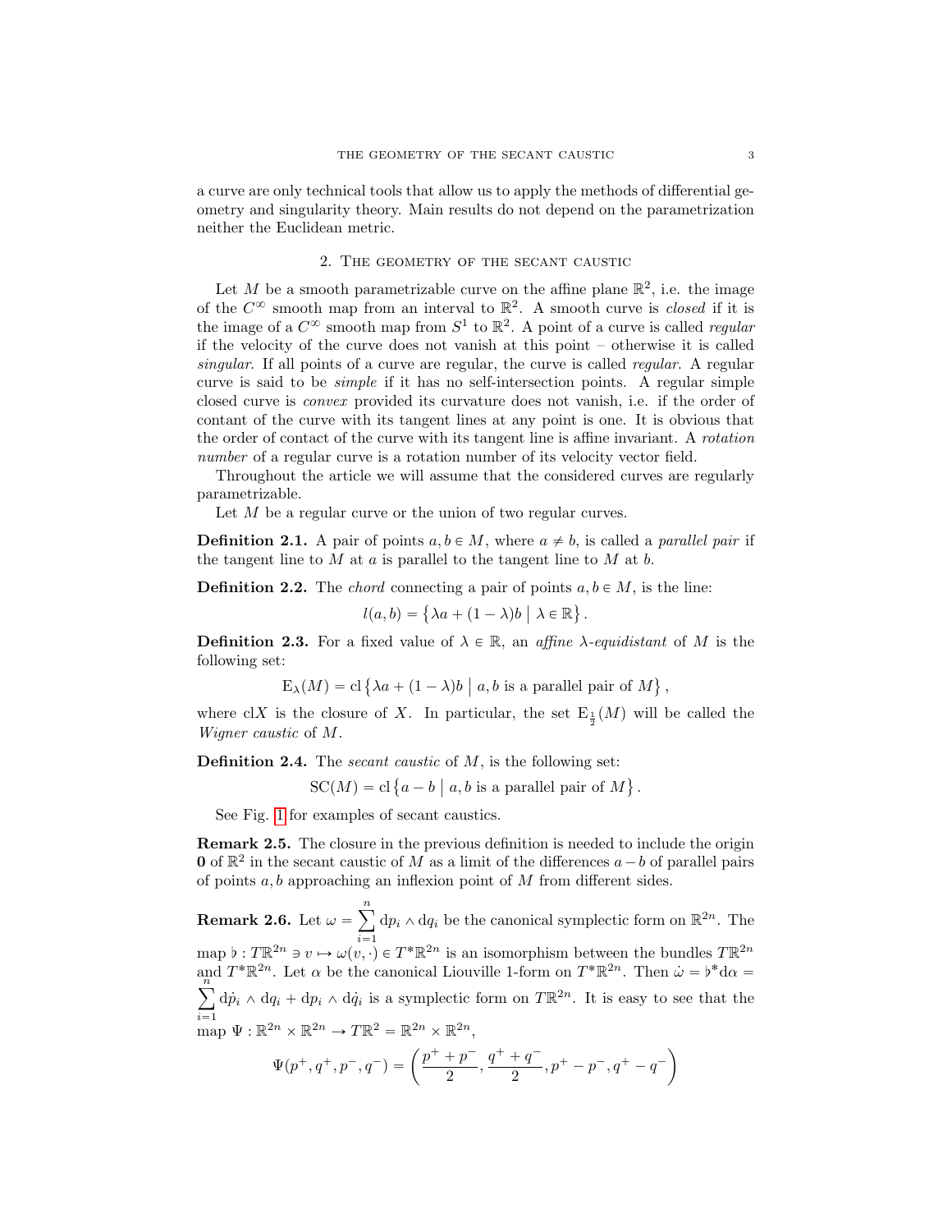a curve are only technical tools that allow us to apply the methods of differential geometry and singularity theory. Main results do not depend on the parametrization neither the Euclidean metric.

## 2. The geometry of the secant caustic

Let $M$ be a smooth parametrizable curve on the affine plane $\mathbb{R}^2$, i.e. the image of the $C^\infty$ smooth map from an interval to $\mathbb{R}^2$. A smooth curve is *closed* if it is the image of a $C^\infty$ smooth map from $S^1$ to $\mathbb{R}^2$. A point of a curve is called *regular* if the velocity of the curve does not vanish at this point – otherwise it is called *singular*. If all points of a curve are regular, the curve is called *regular*. A regular curve is said to be *simple* if it has no self-intersection points. A regular simple closed curve is *convex* provided its curvature does not vanish, i.e. if the order of contant of the curve with its tangent lines at any point is one. It is obvious that the order of contact of the curve with its tangent line is affine invariant. A *rotation number* of a regular curve is a rotation number of its velocity vector field.

Throughout the article we will assume that the considered curves are regularly parametrizable.

Let $M$ be a regular curve or the union of two regular curves.

**Definition 2.1.** A pair of points $a, b \in M$, where $a \neq b$, is called a *parallel pair* if the tangent line to $M$ at $a$ is parallel to the tangent line to $M$ at $b$.

**Definition 2.2.** The *chord* connecting a pair of points $a, b \in M$, is the line:

$$l(a,b) = \left\{ \lambda a + (1-\lambda) b \mid \lambda \in \mathbb{R} \right\}.$$

**Definition 2.3.** For a fixed value of $\lambda \in \mathbb{R}$, an *affine $\lambda$-equidistant* of $M$ is the following set:

$$\mathrm{E}_\lambda(M) = \mathrm{cl} \left\{ \lambda a + (1-\lambda) b \mid a, b \text{ is a parallel pair of } M \right\},$$

where $\mathrm{cl}X$ is the closure of $X$. In particular, the set $\mathrm{E}_{\frac{1}{2}}(M)$ will be called the *Wigner caustic* of $M$.

**Definition 2.4.** The *secant caustic* of $M$, is the following set:

$$\mathrm{SC}(M) = \mathrm{cl} \left\{ a - b \mid a, b \text{ is a parallel pair of } M \right\}.$$

See Fig. 1 for examples of secant caustics.

**Remark 2.5.** The closure in the previous definition is needed to include the origin $\mathbf{0}$ of $\mathbb{R}^2$ in the secant caustic of $M$ as a limit of the differences $a - b$ of parallel pairs of points $a, b$ approaching an inflexion point of $M$ from different sides.

**Remark 2.6.** Let $\omega = \sum_{i=1}^{n} \mathrm{d}p_i \wedge \mathrm{d}q_i$ be the canonical symplectic form on $\mathbb{R}^{2n}$. The map $\flat : T\mathbb{R}^{2n} \ni v \mapsto \omega(v, \cdot) \in T^*\mathbb{R}^{2n}$ is an isomorphism between the bundles $T\mathbb{R}^{2n}$ and $T^*\mathbb{R}^{2n}$. Let $\alpha$ be the canonical Liouville 1-form on $T^*\mathbb{R}^{2n}$. Then $\dot{\omega} = \flat^* \mathrm{d}\alpha = \sum_{i=1}^{n} \mathrm{d}\dot{p}_i \wedge \mathrm{d}q_i + \mathrm{d}p_i \wedge \mathrm{d}\dot{q}_i$ is a symplectic form on $T\mathbb{R}^{2n}$. It is easy to see that the map $\Psi : \mathbb{R}^{2n} \times \mathbb{R}^{2n} \to T\mathbb{R}^2 = \mathbb{R}^{2n} \times \mathbb{R}^{2n}$,

$$\Psi(p^+, q^+, p^-, q^-) = \left( \frac{p^+ + p^-}{2}, \frac{q^+ + q^-}{2}, p^+ - p^-, q^+ - q^- \right)$$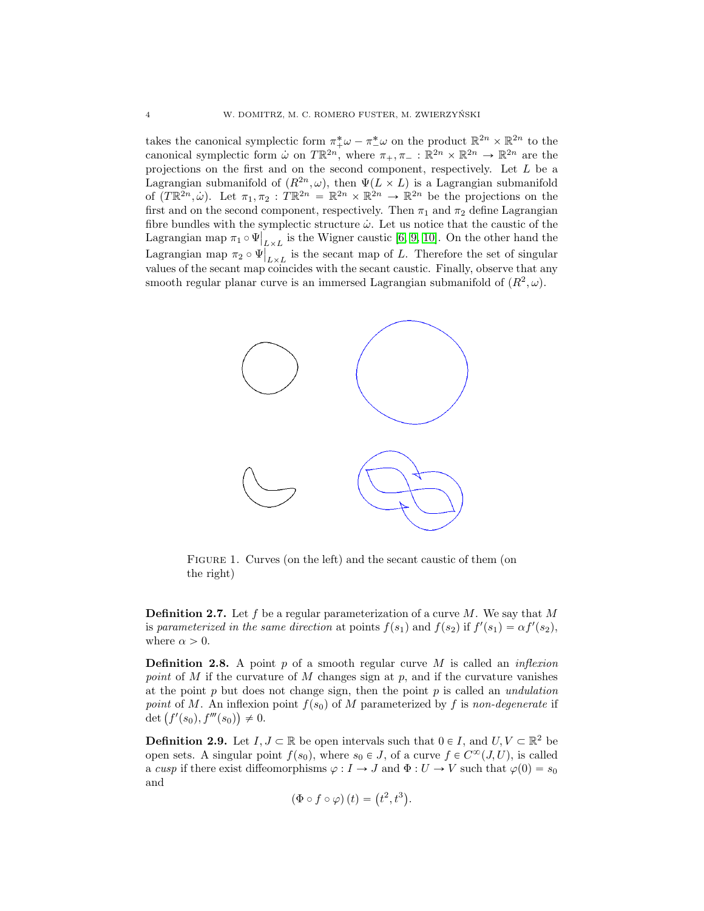takes the canonical symplectic form $\pi_+^*\omega - \pi_-^*\omega$ on the product $\mathbb{R}^{2n} \times \mathbb{R}^{2n}$ to the canonical symplectic form $\dot{\omega}$ on $T\mathbb{R}^{2n}$, where $\pi_+, \pi_- : \mathbb{R}^{2n} \times \mathbb{R}^{2n} \to \mathbb{R}^{2n}$ are the projections on the first and on the second component, respectively. Let $L$ be a Lagrangian submanifold of $(R^{2n}, \omega)$, then $\Psi(L \times L)$ is a Lagrangian submanifold of $(T\mathbb{R}^{2n}, \dot{\omega})$. Let $\pi_1, \pi_2 : T\mathbb{R}^{2n} = \mathbb{R}^{2n} \times \mathbb{R}^{2n} \to \mathbb{R}^{2n}$ be the projections on the first and on the second component, respectively. Then $\pi_1$ and $\pi_2$ define Lagrangian fibre bundles with the symplectic structure $\dot{\omega}$. Let us notice that the caustic of the Lagrangian map $\pi_1 \circ \Psi\big|_{L\times L}$ is the Wigner caustic [6, 9, 10]. On the other hand the Lagrangian map $\pi_2 \circ \Psi\big|_{L\times L}$ is the secant map of $L$. Therefore the set of singular values of the secant map coincides with the secant caustic. Finally, observe that any smooth regular planar curve is an immersed Lagrangian submanifold of $(R^2, \omega)$.

Figure 1. Curves (on the left) and the secant caustic of them (on the right)

**Definition 2.7.** Let $f$ be a regular parameterization of a curve $M$. We say that $M$ is *parameterized in the same direction* at points $f(s_1)$ and $f(s_2)$ if $f'(s_1) = \alpha f'(s_2)$, where $\alpha > 0$.

**Definition 2.8.** A point $p$ of a smooth regular curve $M$ is called an *inflexion point* of $M$ if the curvature of $M$ changes sign at $p$, and if the curvature vanishes at the point $p$ but does not change sign, then the point $p$ is called an *undulation point* of $M$. An inflexion point $f(s_0)$ of $M$ parameterized by $f$ is *non-degenerate* if $\det\left(f'(s_0), f'''(s_0)\right) \neq 0$.

**Definition 2.9.** Let $I, J \subset \mathbb{R}$ be open intervals such that $0 \in I$, and $U, V \subset \mathbb{R}^2$ be open sets. A singular point $f(s_0)$, where $s_0 \in J$, of a curve $f \in C^\infty(J, U)$, is called a *cusp* if there exist diffeomorphisms $\varphi : I \to J$ and $\Phi : U \to V$ such that $\varphi(0) = s_0$ and

$$\left(\Phi \circ f \circ \varphi\right)(t) = \left(t^2, t^3\right).$$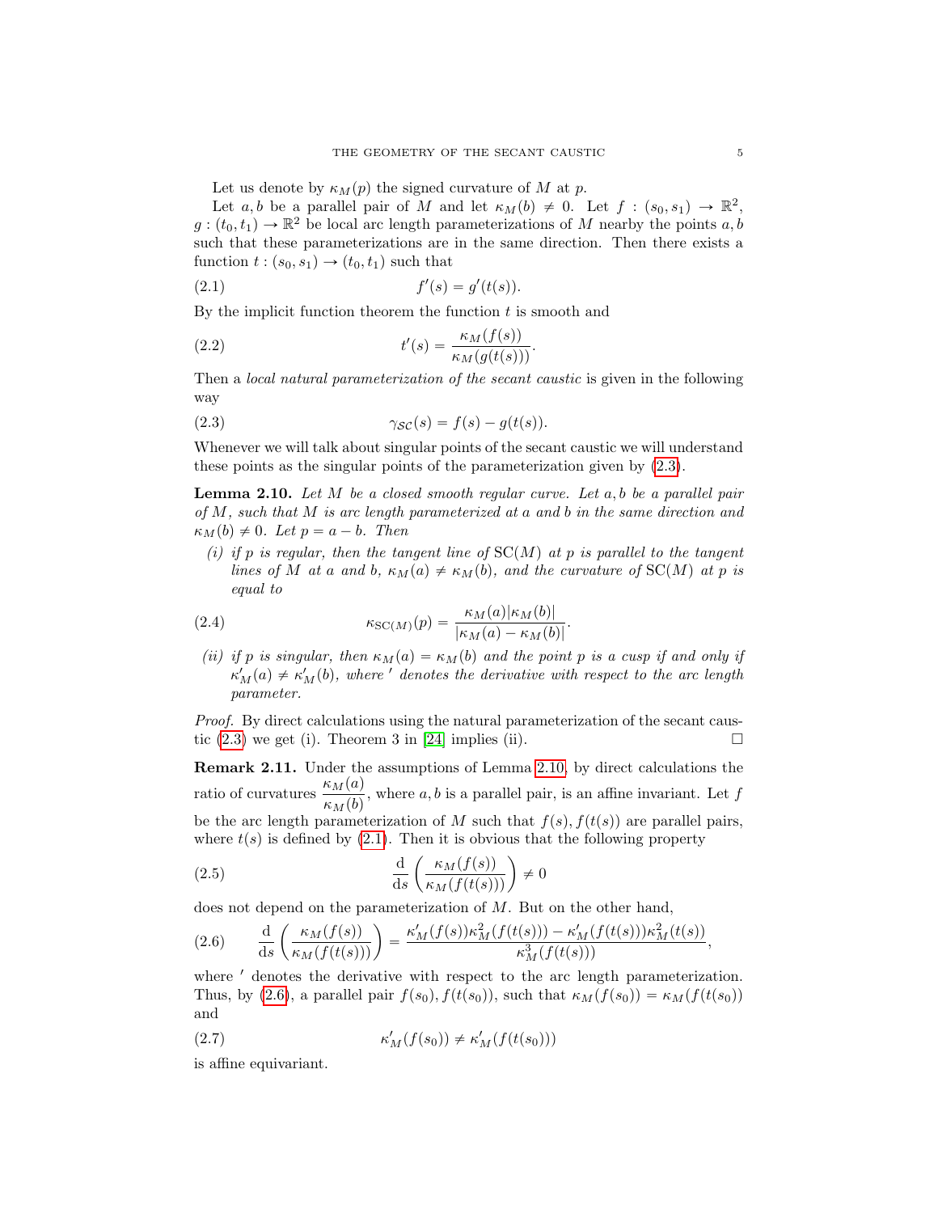Let us denote by $\kappa_M(p)$ the signed curvature of $M$ at $p$.

Let $a, b$ be a parallel pair of $M$ and let $\kappa_M(b) \neq 0$. Let $f : (s_0, s_1) \to \mathbb{R}^2$, $g : (t_0, t_1) \to \mathbb{R}^2$ be local arc length parameterizations of $M$ nearby the points $a, b$ such that these parameterizations are in the same direction. Then there exists a function $t : (s_0, s_1) \to (t_0, t_1)$ such that

$$f'(s) = g'(t(s)). \tag{2.1}$$

By the implicit function theorem the function $t$ is smooth and

$$t'(s) = \frac{\kappa_M(f(s))}{\kappa_M(g(t(s)))}. \tag{2.2}$$

Then a *local natural parameterization of the secant caustic* is given in the following way

$$\gamma_{\mathcal{SC}}(s) = f(s) - g(t(s)). \tag{2.3}$$

Whenever we will talk about singular points of the secant caustic we will understand these points as the singular points of the parameterization given by (2.3).

**Lemma 2.10.** *Let $M$ be a closed smooth regular curve. Let $a, b$ be a parallel pair of $M$, such that $M$ is arc length parameterized at $a$ and $b$ in the same direction and $\kappa_M(b) \neq 0$. Let $p = a - b$. Then*

- *(i) if $p$ is regular, then the tangent line of $\mathrm{SC}(M)$ at $p$ is parallel to the tangent lines of $M$ at $a$ and $b$, $\kappa_M(a) \neq \kappa_M(b)$, and the curvature of $\mathrm{SC}(M)$ at $p$ is equal to*

$$\kappa_{\mathrm{SC}(M)}(p) = \frac{\kappa_M(a)|\kappa_M(b)|}{|\kappa_M(a) - \kappa_M(b)|}. \tag{2.4}$$

- *(ii) if $p$ is singular, then $\kappa_M(a) = \kappa_M(b)$ and the point $p$ is a cusp if and only if $\kappa'_M(a) \neq \kappa'_M(b)$, where $'$ denotes the derivative with respect to the arc length parameter.*

*Proof.* By direct calculations using the natural parameterization of the secant caustic (2.3) we get (i). Theorem 3 in [24] implies (ii). □

**Remark 2.11.** Under the assumptions of Lemma 2.10, by direct calculations the ratio of curvatures $\dfrac{\kappa_M(a)}{\kappa_M(b)}$, where $a, b$ is a parallel pair, is an affine invariant. Let $f$ be the arc length parameterization of $M$ such that $f(s), f(t(s))$ are parallel pairs, where $t(s)$ is defined by (2.1). Then it is obvious that the following property

$$\frac{\mathrm{d}}{\mathrm{d}s}\left(\frac{\kappa_M(f(s))}{\kappa_M(f(t(s)))}\right) \neq 0 \tag{2.5}$$

does not depend on the parameterization of $M$. But on the other hand,

$$\frac{\mathrm{d}}{\mathrm{d}s}\left(\frac{\kappa_M(f(s))}{\kappa_M(f(t(s)))}\right) = \frac{\kappa'_M(f(s))\kappa^2_M(f(t(s))) - \kappa'_M(f(t(s)))\kappa^2_M(t(s))}{\kappa^3_M(f(t(s)))}, \tag{2.6}$$

where $'$ denotes the derivative with respect to the arc length parameterization. Thus, by (2.6), a parallel pair $f(s_0), f(t(s_0))$, such that $\kappa_M(f(s_0)) = \kappa_M(f(t(s_0))$ and

$$\kappa'_M(f(s_0)) \neq \kappa'_M(f(t(s_0))) \tag{2.7}$$

is affine equivariant.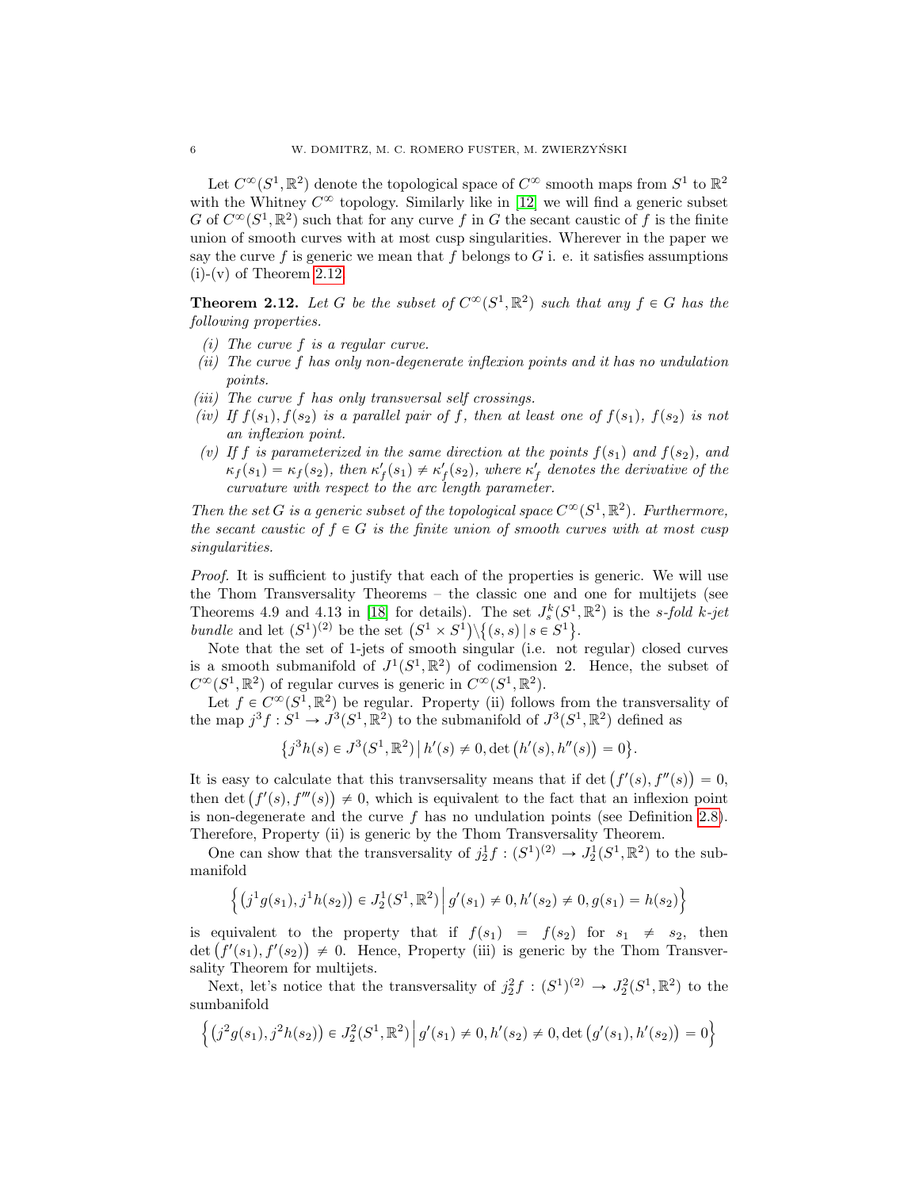Let $C^\infty(S^1,\mathbb{R}^2)$ denote the topological space of $C^\infty$ smooth maps from $S^1$ to $\mathbb{R}^2$ with the Whitney $C^\infty$ topology. Similarly like in [12] we will find a generic subset $G$ of $C^\infty(S^1,\mathbb{R}^2)$ such that for any curve $f$ in $G$ the secant caustic of $f$ is the finite union of smooth curves with at most cusp singularities. Wherever in the paper we say the curve $f$ is generic we mean that $f$ belongs to $G$ i. e. it satisfies assumptions (i)-(v) of Theorem 2.12.

**Theorem 2.12.** *Let $G$ be the subset of $C^\infty(S^1,\mathbb{R}^2)$ such that any $f\in G$ has the following properties.*

*(i) The curve $f$ is a regular curve.*

*(ii) The curve $f$ has only non-degenerate inflexion points and it has no undulation points.*

*(iii) The curve $f$ has only transversal self crossings.*

*(iv) If $f(s_1), f(s_2)$ is a parallel pair of $f$, then at least one of $f(s_1)$, $f(s_2)$ is not an inflexion point.*

*(v) If $f$ is parameterized in the same direction at the points $f(s_1)$ and $f(s_2)$, and $\kappa_f(s_1)=\kappa_f(s_2)$, then $\kappa_f'(s_1)\neq\kappa_f'(s_2)$, where $\kappa_f'$ denotes the derivative of the curvature with respect to the arc length parameter.*

*Then the set $G$ is a generic subset of the topological space $C^\infty(S^1,\mathbb{R}^2)$. Furthermore, the secant caustic of $f\in G$ is the finite union of smooth curves with at most cusp singularities.*

*Proof.* It is sufficient to justify that each of the properties is generic. We will use the Thom Transversality Theorems – the classic one and one for multijets (see Theorems 4.9 and 4.13 in [18] for details). The set $J^k_s(S^1,\mathbb{R}^2)$ is the *s-fold k-jet bundle* and let $(S^1)^{(2)}$ be the set $\left(S^1\times S^1\right)\backslash\left\{(s,s)\,|\,s\in S^1\right\}$.

Note that the set of 1-jets of smooth singular (i.e. not regular) closed curves is a smooth submanifold of $J^1(S^1,\mathbb{R}^2)$ of codimension 2. Hence, the subset of $C^\infty(S^1,\mathbb{R}^2)$ of regular curves is generic in $C^\infty(S^1,\mathbb{R}^2)$.

Let $f\in C^\infty(S^1,\mathbb{R}^2)$ be regular. Property (ii) follows from the transversality of the map $j^3f: S^1\to J^3(S^1,\mathbb{R}^2)$ to the submanifold of $J^3(S^1,\mathbb{R}^2)$ defined as

$$\left\{j^3h(s)\in J^3(S^1,\mathbb{R}^2)\,\middle|\, h'(s)\neq 0, \det\left(h'(s),h''(s)\right)=0\right\}.$$

It is easy to calculate that this tranvsersality means that if $\det\left(f'(s),f''(s)\right)=0$, then $\det\left(f'(s),f'''(s)\right)\neq 0$, which is equivalent to the fact that an inflexion point is non-degenerate and the curve $f$ has no undulation points (see Definition 2.8). Therefore, Property (ii) is generic by the Thom Transversality Theorem.

One can show that the transversality of $j^1_2f:(S^1)^{(2)}\to J^1_2(S^1,\mathbb{R}^2)$ to the submanifold

$$\left\{\left(j^1g(s_1),j^1h(s_2)\right)\in J^1_2(S^1,\mathbb{R}^2)\,\middle|\, g'(s_1)\neq 0, h'(s_2)\neq 0, g(s_1)=h(s_2)\right\}$$

is equivalent to the property that if $f(s_1)=f(s_2)$ for $s_1\neq s_2$, then $\det\left(f'(s_1),f'(s_2)\right)\neq 0$. Hence, Property (iii) is generic by the Thom Transversality Theorem for multijets.

Next, let's notice that the transversality of $j^2_2f:(S^1)^{(2)}\to J^2_2(S^1,\mathbb{R}^2)$ to the sumbanifold

$$\left\{\left(j^2g(s_1),j^2h(s_2)\right)\in J^2_2(S^1,\mathbb{R}^2)\,\middle|\, g'(s_1)\neq 0, h'(s_2)\neq 0, \det\left(g'(s_1),h'(s_2)\right)=0\right\}$$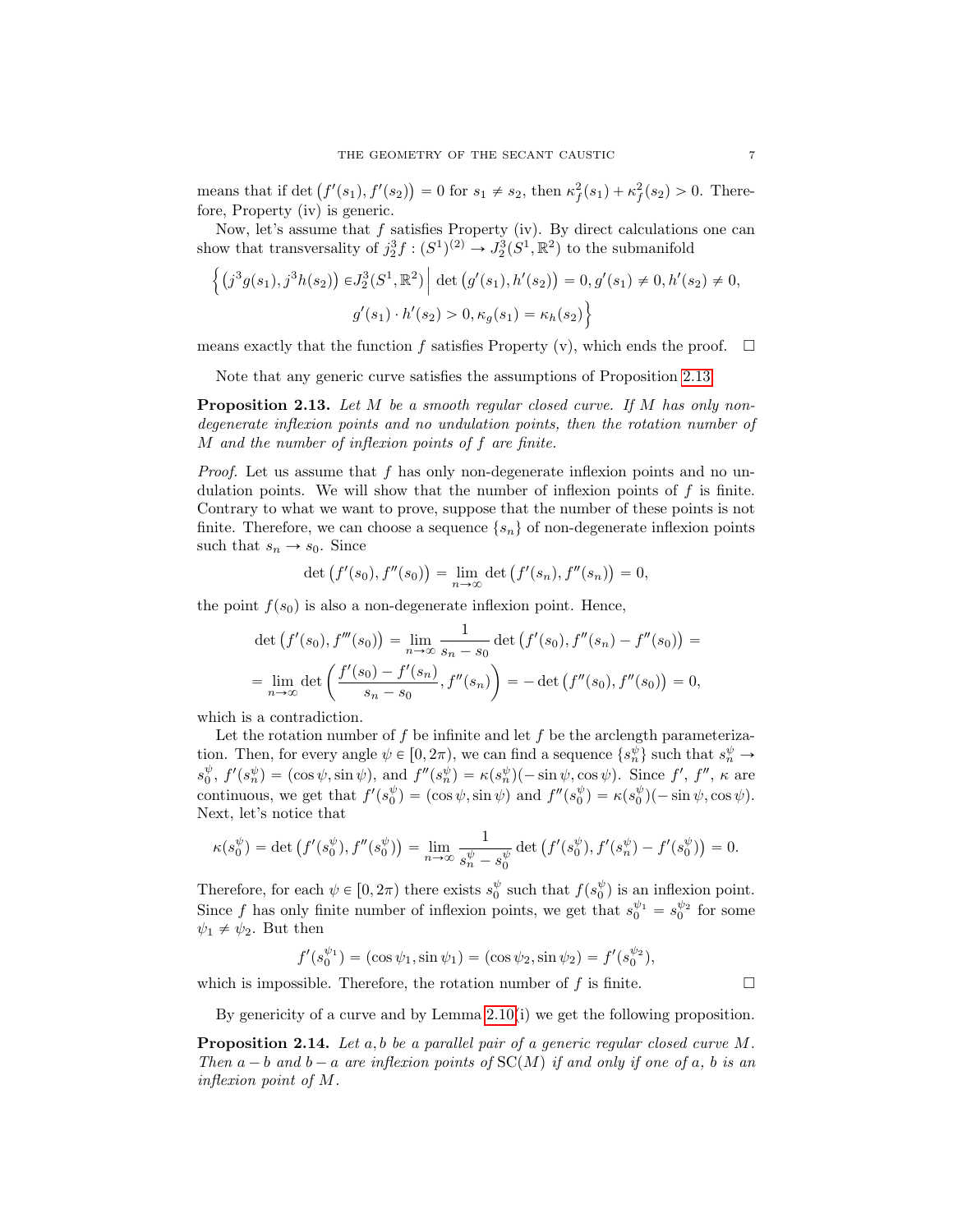means that if $\det\big(f'(s_1), f'(s_2)\big) = 0$ for $s_1 \neq s_2$, then $\kappa_f^2(s_1) + \kappa_f^2(s_2) > 0$. Therefore, Property (iv) is generic.

Now, let's assume that $f$ satisfies Property (iv). By direct calculations one can show that transversality of $j_2^3 f : (S^1)^{(2)} \to J_2^3(S^1, \mathbb{R}^2)$ to the submanifold

$$\Big\{ \big(j^3 g(s_1), j^3 h(s_2)\big) \in J_2^3(S^1, \mathbb{R}^2) \,\Big|\, \det\big(g'(s_1), h'(s_2)\big) = 0, g'(s_1) \neq 0, h'(s_2) \neq 0,$$
$$g'(s_1) \cdot h'(s_2) > 0, \kappa_g(s_1) = \kappa_h(s_2) \Big\}$$

means exactly that the function $f$ satisfies Property (v), which ends the proof. $\square$

Note that any generic curve satisfies the assumptions of Proposition 2.13.

**Proposition 2.13.** *Let $M$ be a smooth regular closed curve. If $M$ has only non-degenerate inflexion points and no undulation points, then the rotation number of $M$ and the number of inflexion points of $f$ are finite.*

*Proof.* Let us assume that $f$ has only non-degenerate inflexion points and no undulation points. We will show that the number of inflexion points of $f$ is finite. Contrary to what we want to prove, suppose that the number of these points is not finite. Therefore, we can choose a sequence $\{s_n\}$ of non-degenerate inflexion points such that $s_n \to s_0$. Since

$$\det\big(f'(s_0), f''(s_0)\big) = \lim_{n\to\infty} \det\big(f'(s_n), f''(s_n)\big) = 0,$$

the point $f(s_0)$ is also a non-degenerate inflexion point. Hence,

$$\det\big(f'(s_0), f'''(s_0)\big) = \lim_{n\to\infty} \frac{1}{s_n - s_0} \det\big(f'(s_0), f''(s_n) - f''(s_0)\big) =$$
$$= \lim_{n\to\infty} \det\left(\frac{f'(s_0) - f'(s_n)}{s_n - s_0}, f''(s_n)\right) = -\det\big(f''(s_0), f''(s_0)\big) = 0,$$

which is a contradiction.

Let the rotation number of $f$ be infinite and let $f$ be the arclength parameterization. Then, for every angle $\psi \in [0, 2\pi)$, we can find a sequence $\{s_n^\psi\}$ such that $s_n^\psi \to s_0^\psi$, $f'(s_n^\psi) = (\cos\psi, \sin\psi)$, and $f''(s_n^\psi) = \kappa(s_n^\psi)(-\sin\psi, \cos\psi)$. Since $f'$, $f''$, $\kappa$ are continuous, we get that $f'(s_0^\psi) = (\cos\psi, \sin\psi)$ and $f''(s_0^\psi) = \kappa(s_0^\psi)(-\sin\psi, \cos\psi)$. Next, let's notice that

$$\kappa(s_0^\psi) = \det\big(f'(s_0^\psi), f''(s_0^\psi)\big) = \lim_{n\to\infty} \frac{1}{s_n^\psi - s_0^\psi} \det\big(f'(s_0^\psi), f'(s_n^\psi) - f'(s_0^\psi)\big) = 0.$$

Therefore, for each $\psi \in [0, 2\pi)$ there exists $s_0^\psi$ such that $f(s_0^\psi)$ is an inflexion point. Since $f$ has only finite number of inflexion points, we get that $s_0^{\psi_1} = s_0^{\psi_2}$ for some $\psi_1 \neq \psi_2$. But then

$$f'(s_0^{\psi_1}) = (\cos\psi_1, \sin\psi_1) = (\cos\psi_2, \sin\psi_2) = f'(s_0^{\psi_2}),$$

which is impossible. Therefore, the rotation number of $f$ is finite. $\square$

By genericity of a curve and by Lemma 2.10(i) we get the following proposition.

**Proposition 2.14.** *Let $a, b$ be a parallel pair of a generic regular closed curve $M$. Then $a - b$ and $b - a$ are inflexion points of $\mathrm{SC}(M)$ if and only if one of $a$, $b$ is an inflexion point of $M$.*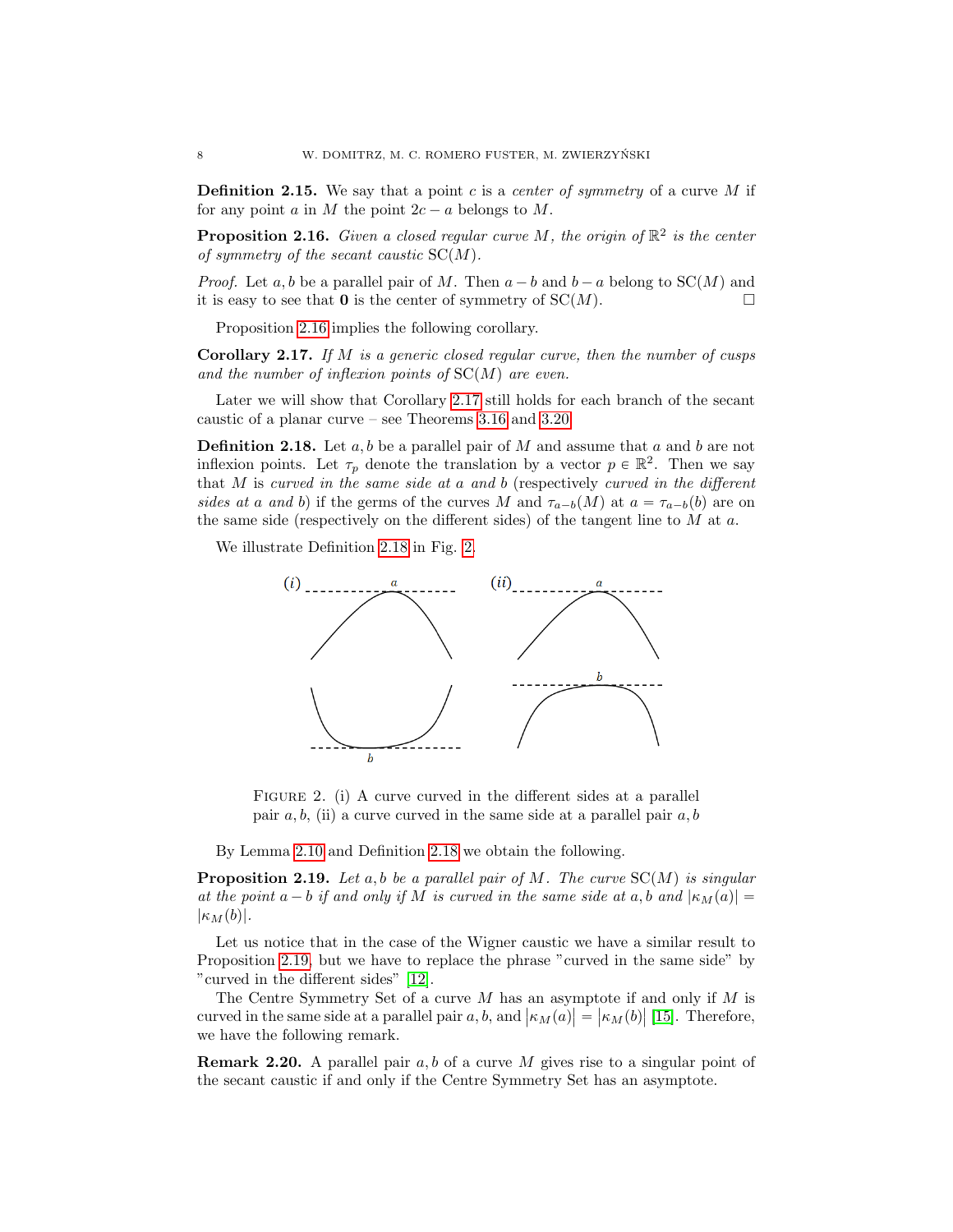**Definition 2.15.** We say that a point $c$ is a *center of symmetry* of a curve $M$ if for any point $a$ in $M$ the point $2c - a$ belongs to $M$.

**Proposition 2.16.** *Given a closed regular curve $M$, the origin of $\mathbb{R}^2$ is the center of symmetry of the secant caustic* $\mathrm{SC}(M)$.

*Proof.* Let $a, b$ be a parallel pair of $M$. Then $a - b$ and $b - a$ belong to $\mathrm{SC}(M)$ and it is easy to see that $\mathbf{0}$ is the center of symmetry of $\mathrm{SC}(M)$. □

Proposition 2.16 implies the following corollary.

**Corollary 2.17.** *If $M$ is a generic closed regular curve, then the number of cusps and the number of inflexion points of* $\mathrm{SC}(M)$ *are even.*

Later we will show that Corollary 2.17 still holds for each branch of the secant caustic of a planar curve – see Theorems 3.16 and 3.20.

**Definition 2.18.** Let $a, b$ be a parallel pair of $M$ and assume that $a$ and $b$ are not inflexion points. Let $\tau_p$ denote the translation by a vector $p \in \mathbb{R}^2$. Then we say that $M$ is *curved in the same side at $a$ and $b$* (respectively *curved in the different sides at $a$ and $b$*) if the germs of the curves $M$ and $\tau_{a-b}(M)$ at $a = \tau_{a-b}(b)$ are on the same side (respectively on the different sides) of the tangent line to $M$ at $a$.

We illustrate Definition 2.18 in Fig. 2.

FIGURE 2. (i) A curve curved in the different sides at a parallel pair $a, b$, (ii) a curve curved in the same side at a parallel pair $a, b$

By Lemma 2.10 and Definition 2.18 we obtain the following.

**Proposition 2.19.** *Let $a, b$ be a parallel pair of $M$. The curve* $\mathrm{SC}(M)$ *is singular at the point $a - b$ if and only if $M$ is curved in the same side at $a, b$ and $|\kappa_M(a)| = |\kappa_M(b)|$.*

Let us notice that in the case of the Wigner caustic we have a similar result to Proposition 2.19, but we have to replace the phrase "curved in the same side" by "curved in the different sides" [12].

The Centre Symmetry Set of a curve $M$ has an asymptote if and only if $M$ is curved in the same side at a parallel pair $a, b$, and $|\kappa_M(a)| = |\kappa_M(b)|$ [15]. Therefore, we have the following remark.

**Remark 2.20.** A parallel pair $a, b$ of a curve $M$ gives rise to a singular point of the secant caustic if and only if the Centre Symmetry Set has an asymptote.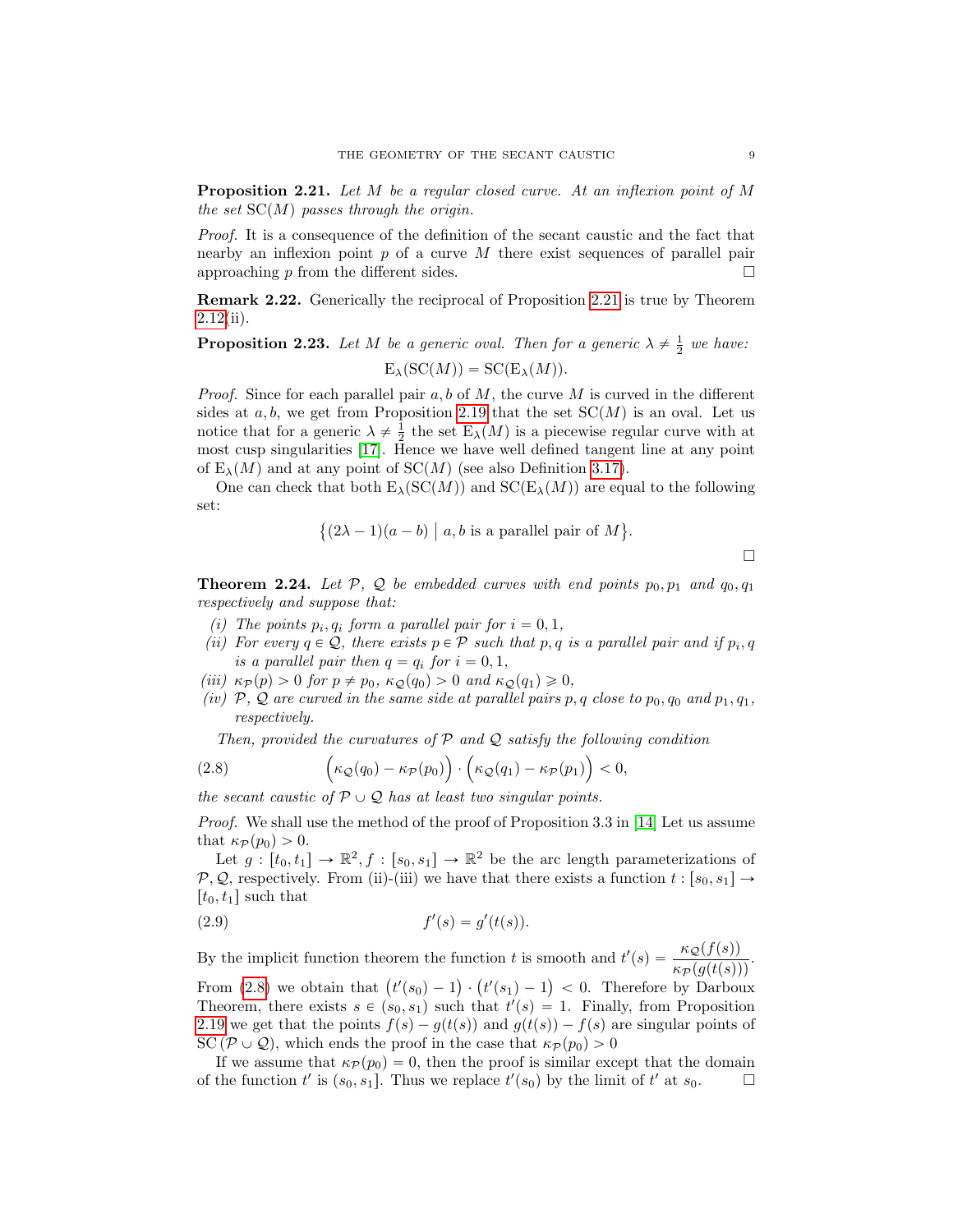**Proposition 2.21.** *Let $M$ be a regular closed curve. At an inflexion point of $M$ the set $\mathrm{SC}(M)$ passes through the origin.*

*Proof.* It is a consequence of the definition of the secant caustic and the fact that nearby an inflexion point $p$ of a curve $M$ there exist sequences of parallel pair approaching $p$ from the different sides. $\square$

**Remark 2.22.** Generically the reciprocal of Proposition 2.21 is true by Theorem 2.12(ii).

**Proposition 2.23.** *Let $M$ be a generic oval. Then for a generic $\lambda \neq \frac{1}{2}$ we have:*

$$\mathrm{E}_\lambda(\mathrm{SC}(M)) = \mathrm{SC}(\mathrm{E}_\lambda(M)).$$

*Proof.* Since for each parallel pair $a, b$ of $M$, the curve $M$ is curved in the different sides at $a, b$, we get from Proposition 2.19 that the set $\mathrm{SC}(M)$ is an oval. Let us notice that for a generic $\lambda \neq \frac{1}{2}$ the set $\mathrm{E}_\lambda(M)$ is a piecewise regular curve with at most cusp singularities [17]. Hence we have well defined tangent line at any point of $\mathrm{E}_\lambda(M)$ and at any point of $\mathrm{SC}(M)$ (see also Definition 3.17).

One can check that both $\mathrm{E}_\lambda(\mathrm{SC}(M))$ and $\mathrm{SC}(\mathrm{E}_\lambda(M))$ are equal to the following set:

$$\big\{(2\lambda - 1)(a - b) \bigm| a, b \text{ is a parallel pair of } M\big\}.$$

$\square$

**Theorem 2.24.** *Let $\mathcal{P}$, $\mathcal{Q}$ be embedded curves with end points $p_0, p_1$ and $q_0, q_1$ respectively and suppose that:*

*(i) The points $p_i, q_i$ form a parallel pair for $i = 0, 1$,*
*(ii) For every $q \in \mathcal{Q}$, there exists $p \in \mathcal{P}$ such that $p, q$ is a parallel pair and if $p_i, q$ is a parallel pair then $q = q_i$ for $i = 0, 1$,*
*(iii) $\kappa_{\mathcal{P}}(p) > 0$ for $p \neq p_0$, $\kappa_{\mathcal{Q}}(q_0) > 0$ and $\kappa_{\mathcal{Q}}(q_1) \geqslant 0$,*
*(iv) $\mathcal{P}$, $\mathcal{Q}$ are curved in the same side at parallel pairs $p, q$ close to $p_0, q_0$ and $p_1, q_1$, respectively.*

*Then, provided the curvatures of $\mathcal{P}$ and $\mathcal{Q}$ satisfy the following condition*

$$\Big(\kappa_{\mathcal{Q}}(q_0) - \kappa_{\mathcal{P}}(p_0)\Big) \cdot \Big(\kappa_{\mathcal{Q}}(q_1) - \kappa_{\mathcal{P}}(p_1)\Big) < 0, \tag{2.8}$$

*the secant caustic of $\mathcal{P} \cup \mathcal{Q}$ has at least two singular points.*

*Proof.* We shall use the method of the proof of Proposition 3.3 in [14] Let us assume that $\kappa_{\mathcal{P}}(p_0) > 0$.

Let $g : [t_0, t_1] \to \mathbb{R}^2$, $f : [s_0, s_1] \to \mathbb{R}^2$ be the arc length parameterizations of $\mathcal{P}, \mathcal{Q}$, respectively. From (ii)-(iii) we have that there exists a function $t : [s_0, s_1] \to [t_0, t_1]$ such that

$$f'(s) = g'(t(s)). \tag{2.9}$$

By the implicit function theorem the function $t$ is smooth and $t'(s) = \dfrac{\kappa_{\mathcal{Q}}(f(s))}{\kappa_{\mathcal{P}}(g(t(s)))}$. From (2.8) we obtain that $\big(t'(s_0) - 1\big) \cdot \big(t'(s_1) - 1\big) < 0$. Therefore by Darboux Theorem, there exists $s \in (s_0, s_1)$ such that $t'(s) = 1$. Finally, from Proposition 2.19 we get that the points $f(s) - g(t(s))$ and $g(t(s)) - f(s)$ are singular points of $\mathrm{SC}(\mathcal{P} \cup \mathcal{Q})$, which ends the proof in the case that $\kappa_{\mathcal{P}}(p_0) > 0$

If we assume that $\kappa_{\mathcal{P}}(p_0) = 0$, then the proof is similar except that the domain of the function $t'$ is $(s_0, s_1]$. Thus we replace $t'(s_0)$ by the limit of $t'$ at $s_0$. $\square$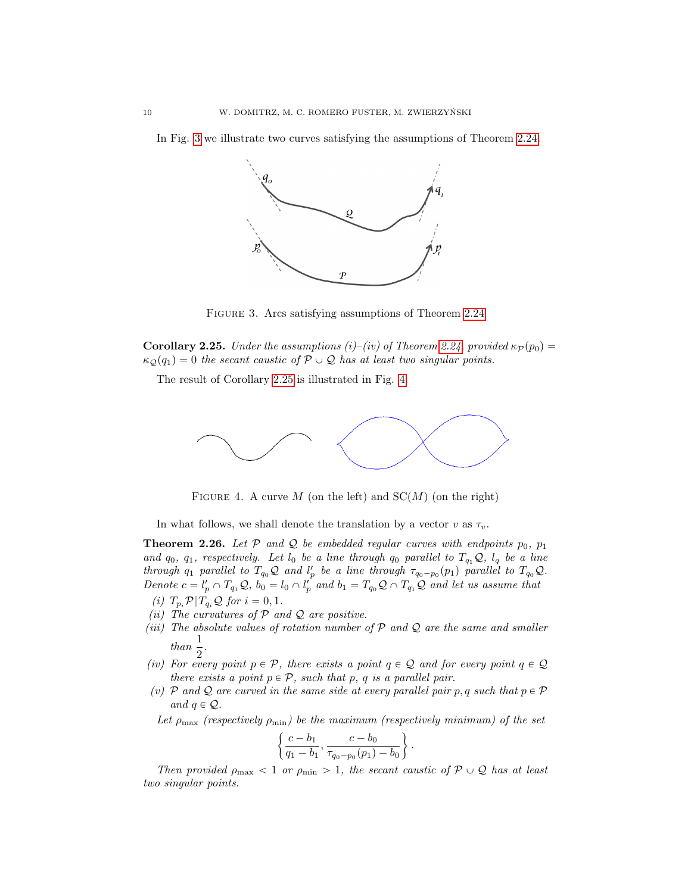In Fig. 3 we illustrate two curves satisfying the assumptions of Theorem 2.24.

FIGURE 3. Arcs satisfying assumptions of Theorem 2.24

**Corollary 2.25.** *Under the assumptions (i)–(iv) of Theorem 2.24, provided $\kappa_{\mathcal{P}}(p_0) = \kappa_{\mathcal{Q}}(q_1) = 0$ the secant caustic of $\mathcal{P} \cup \mathcal{Q}$ has at least two singular points.*

The result of Corollary 2.25 is illustrated in Fig. 4.

FIGURE 4. A curve $M$ (on the left) and $\mathrm{SC}(M)$ (on the right)

In what follows, we shall denote the translation by a vector $v$ as $\tau_v$.

**Theorem 2.26.** *Let $\mathcal{P}$ and $\mathcal{Q}$ be embedded regular curves with endpoints $p_0$, $p_1$ and $q_0$, $q_1$, respectively. Let $l_0$ be a line through $q_0$ parallel to $T_{q_1}\mathcal{Q}$, $l_q$ be a line through $q_1$ parallel to $T_{q_0}\mathcal{Q}$ and $l'_p$ be a line through $\tau_{q_0-p_0}(p_1)$ parallel to $T_{q_0}\mathcal{Q}$. Denote $c = l'_p \cap T_{q_1}\mathcal{Q}$, $b_0 = l_0 \cap l'_p$ and $b_1 = T_{q_0}\mathcal{Q} \cap T_{q_1}\mathcal{Q}$ and let us assume that*

- *(i) $T_{p_i}\mathcal{P} \| T_{q_i}\mathcal{Q}$ for $i = 0, 1$.*
- *(ii) The curvatures of $\mathcal{P}$ and $\mathcal{Q}$ are positive.*
- *(iii) The absolute values of rotation number of $\mathcal{P}$ and $\mathcal{Q}$ are the same and smaller than $\dfrac{1}{2}$.*
- *(iv) For every point $p \in \mathcal{P}$, there exists a point $q \in \mathcal{Q}$ and for every point $q \in \mathcal{Q}$ there exists a point $p \in \mathcal{P}$, such that $p$, $q$ is a parallel pair.*
- *(v) $\mathcal{P}$ and $\mathcal{Q}$ are curved in the same side at every parallel pair $p, q$ such that $p \in \mathcal{P}$ and $q \in \mathcal{Q}$.*

*Let $\rho_{\max}$ (respectively $\rho_{\min}$) be the maximum (respectively minimum) of the set*

$$\left\{ \frac{c - b_1}{q_1 - b_1}, \frac{c - b_0}{\tau_{q_0-p_0}(p_1) - b_0} \right\}.$$

*Then provided $\rho_{\max} < 1$ or $\rho_{\min} > 1$, the secant caustic of $\mathcal{P} \cup \mathcal{Q}$ has at least two singular points.*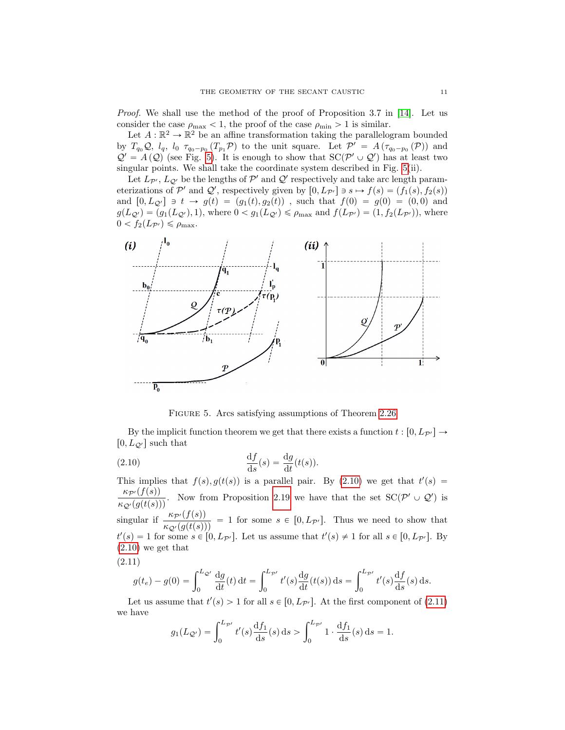*Proof.* We shall use the method of the proof of Proposition 3.7 in [14]. Let us consider the case $\rho_{\max} < 1$, the proof of the case $\rho_{\min} > 1$ is similar.

Let $A : \mathbb{R}^2 \to \mathbb{R}^2$ be an affine transformation taking the parallelogram bounded by $T_{q_0}\mathcal{Q}$, $l_q$, $l_0$ $\tau_{q_0-p_0}(T_{p_1}\mathcal{P})$ to the unit square. Let $\mathcal{P}' = A(\tau_{q_0-p_0}(\mathcal{P}))$ and $\mathcal{Q}' = A(\mathcal{Q})$ (see Fig. 5). It is enough to show that $\mathrm{SC}(\mathcal{P}' \cup \mathcal{Q}')$ has at least two singular points. We shall take the coordinate system described in Fig. 5(ii).

Let $L_{\mathcal{P}'}$, $L_{\mathcal{Q}'}$ be the lengths of $\mathcal{P}'$ and $\mathcal{Q}'$ respectively and take arc length parameterizations of $\mathcal{P}'$ and $\mathcal{Q}'$, respectively given by $[0, L_{\mathcal{P}'}] \ni s \mapsto f(s) = (f_1(s), f_2(s))$ and $[0, L_{\mathcal{Q}'}] \ni t \to g(t) = (g_1(t), g_2(t))$ , such that $f(0) = g(0) = (0,0)$ and $g(L_{\mathcal{Q}'}) = (g_1(L_{\mathcal{Q}'}), 1)$, where $0 < g_1(L_{\mathcal{Q}'}) \leqslant \rho_{\max}$ and $f(L_{\mathcal{P}'}) = (1, f_2(L_{\mathcal{P}'}))$, where $0 < f_2(L_{\mathcal{P}'}) \leqslant \rho_{\max}$.

FIGURE 5. Arcs satisfying assumptions of Theorem 2.26

By the implicit function theorem we get that there exists a function $t : [0, L_{\mathcal{P}'}] \to [0, L_{\mathcal{Q}'}]$ such that

$$\frac{\mathrm{d}f}{\mathrm{d}s}(s) = \frac{\mathrm{d}g}{\mathrm{d}t}(t(s)). \tag{2.10}$$

This implies that $f(s), g(t(s))$ is a parallel pair. By (2.10) we get that $t'(s) = \dfrac{\kappa_{\mathcal{P}'}(f(s))}{\kappa_{\mathcal{Q}'}(g(t(s)))}$. Now from Proposition 2.19 we have that the set $\mathrm{SC}(\mathcal{P}' \cup \mathcal{Q}')$ is singular if $\dfrac{\kappa_{\mathcal{P}'}(f(s))}{\kappa_{\mathcal{Q}'}(g(t(s)))} = 1$ for some $s \in [0, L_{\mathcal{P}'}]$. Thus we need to show that $t'(s) = 1$ for some $s \in [0, L_{\mathcal{P}'}]$. Let us assume that $t'(s) \neq 1$ for all $s \in [0, L_{\mathcal{P}'}]$. By (2.10) we get that

(2.11)

$$g(t_e) - g(0) = \int_0^{L_{\mathcal{Q}'}} \frac{\mathrm{d}g}{\mathrm{d}t}(t)\,\mathrm{d}t = \int_0^{L_{\mathcal{P}'}} t'(s)\frac{\mathrm{d}g}{\mathrm{d}t}(t(s))\,\mathrm{d}s = \int_0^{L_{\mathcal{P}'}} t'(s)\frac{\mathrm{d}f}{\mathrm{d}s}(s)\,\mathrm{d}s.$$

Let us assume that $t'(s) > 1$ for all $s \in [0, L_{\mathcal{P}'}]$. At the first component of (2.11) we have

$$g_1(L_{\mathcal{Q}'}) = \int_0^{L_{\mathcal{P}'}} t'(s)\frac{\mathrm{d}f_1}{\mathrm{d}s}(s)\,\mathrm{d}s > \int_0^{L_{\mathcal{P}'}} 1 \cdot \frac{\mathrm{d}f_1}{\mathrm{d}s}(s)\,\mathrm{d}s = 1.$$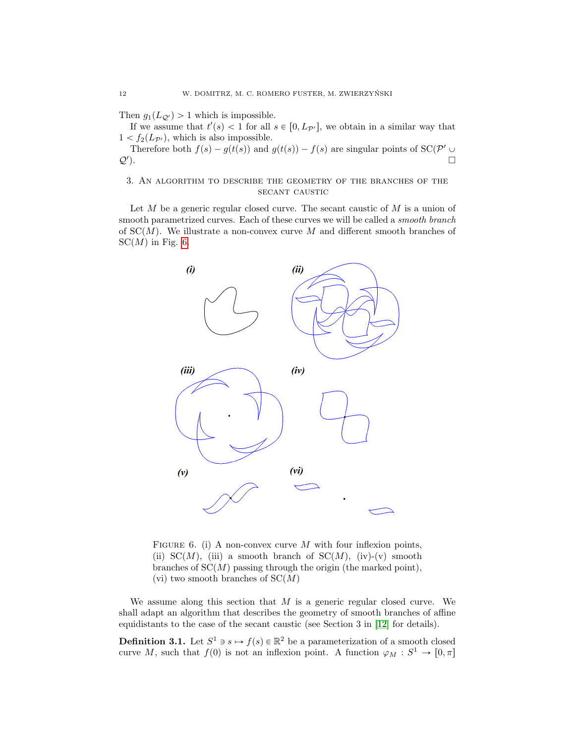Then $g_1(L_{\mathcal{Q}'}) > 1$ which is impossible.

If we assume that $t'(s) < 1$ for all $s \in [0, L_{\mathcal{P}'}]$, we obtain in a similar way that $1 < f_2(L_{\mathcal{P}'})$, which is also impossible.

Therefore both $f(s) - g(t(s))$ and $g(t(s)) - f(s)$ are singular points of $\mathrm{SC}(\mathcal{P}' \cup \mathcal{Q}')$. □

## 3. An algorithm to describe the geometry of the branches of the secant caustic

Let $M$ be a generic regular closed curve. The secant caustic of $M$ is a union of smooth parametrized curves. Each of these curves we will be called a *smooth branch* of $\mathrm{SC}(M)$. We illustrate a non-convex curve $M$ and different smooth branches of $\mathrm{SC}(M)$ in Fig. 6.

Figure 6. (i) A non-convex curve $M$ with four inflexion points, (ii) $\mathrm{SC}(M)$, (iii) a smooth branch of $\mathrm{SC}(M)$, (iv)-(v) smooth branches of $\mathrm{SC}(M)$ passing through the origin (the marked point), (vi) two smooth branches of $\mathrm{SC}(M)$

We assume along this section that $M$ is a generic regular closed curve. We shall adapt an algorithm that describes the geometry of smooth branches of affine equidistants to the case of the secant caustic (see Section 3 in [12] for details).

**Definition 3.1.** Let $S^1 \ni s \mapsto f(s) \in \mathbb{R}^2$ be a parameterization of a smooth closed curve $M$, such that $f(0)$ is not an inflexion point. A function $\varphi_M : S^1 \to [0, \pi]$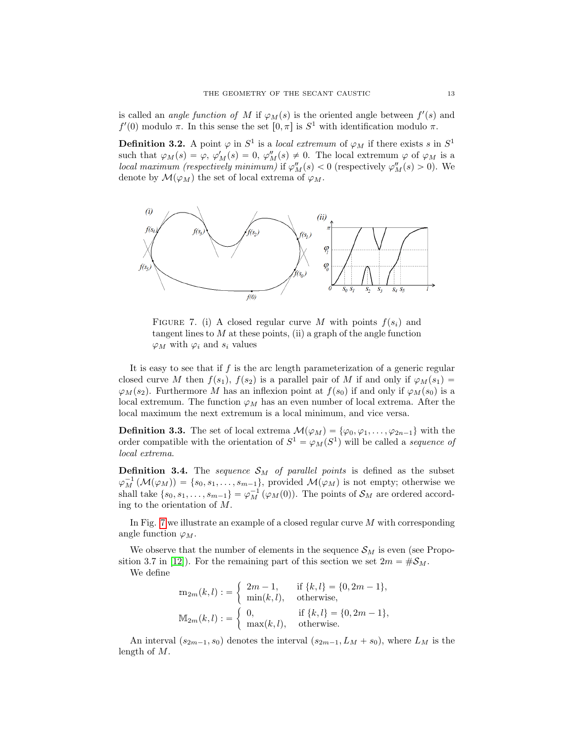is called an *angle function of* $M$ if $\varphi_M(s)$ is the oriented angle between $f'(s)$ and $f'(0)$ modulo $\pi$. In this sense the set $[0, \pi]$ is $S^1$ with identification modulo $\pi$.

**Definition 3.2.** A point $\varphi$ in $S^1$ is a *local extremum* of $\varphi_M$ if there exists $s$ in $S^1$ such that $\varphi_M(s) = \varphi$, $\varphi_M'(s) = 0$, $\varphi_M''(s) \neq 0$. The local extremum $\varphi$ of $\varphi_M$ is a *local maximum (respectively minimum)* if $\varphi_M''(s) < 0$ (respectively $\varphi_M''(s) > 0$). We denote by $\mathcal{M}(\varphi_M)$ the set of local extrema of $\varphi_M$.

FIGURE 7. (i) A closed regular curve $M$ with points $f(s_i)$ and tangent lines to $M$ at these points, (ii) a graph of the angle function $\varphi_M$ with $\varphi_i$ and $s_i$ values

It is easy to see that if $f$ is the arc length parameterization of a generic regular closed curve $M$ then $f(s_1)$, $f(s_2)$ is a parallel pair of $M$ if and only if $\varphi_M(s_1) = \varphi_M(s_2)$. Furthermore $M$ has an inflexion point at $f(s_0)$ if and only if $\varphi_M(s_0)$ is a local extremum. The function $\varphi_M$ has an even number of local extrema. After the local maximum the next extremum is a local minimum, and vice versa.

**Definition 3.3.** The set of local extrema $\mathcal{M}(\varphi_M) = \{\varphi_0, \varphi_1, \ldots, \varphi_{2n-1}\}$ with the order compatible with the orientation of $S^1 = \varphi_M(S^1)$ will be called a *sequence of local extrema*.

**Definition 3.4.** The *sequence* $\mathcal{S}_M$ *of parallel points* is defined as the subset $\varphi_M^{-1}(\mathcal{M}(\varphi_M)) = \{s_0, s_1, \ldots, s_{m-1}\}$, provided $\mathcal{M}(\varphi_M)$ is not empty; otherwise we shall take $\{s_0, s_1, \ldots, s_{m-1}\} = \varphi_M^{-1}(\varphi_M(0))$. The points of $\mathcal{S}_M$ are ordered according to the orientation of $M$.

In Fig. 7 we illustrate an example of a closed regular curve $M$ with corresponding angle function $\varphi_M$.

We observe that the number of elements in the sequence $\mathcal{S}_M$ is even (see Proposition 3.7 in [12]). For the remaining part of this section we set $2m = \#\mathcal{S}_M$.

We define

$$\mathbb{m}_{2m}(k,l) := \begin{cases} 2m-1, & \text{if } \{k,l\} = \{0, 2m-1\}, \\ \min(k,l), & \text{otherwise,} \end{cases}$$

$$\mathbb{M}_{2m}(k,l) := \begin{cases} 0, & \text{if } \{k,l\} = \{0, 2m-1\}, \\ \max(k,l), & \text{otherwise.} \end{cases}$$

An interval $(s_{2m-1}, s_0)$ denotes the interval $(s_{2m-1}, L_M + s_0)$, where $L_M$ is the length of $M$.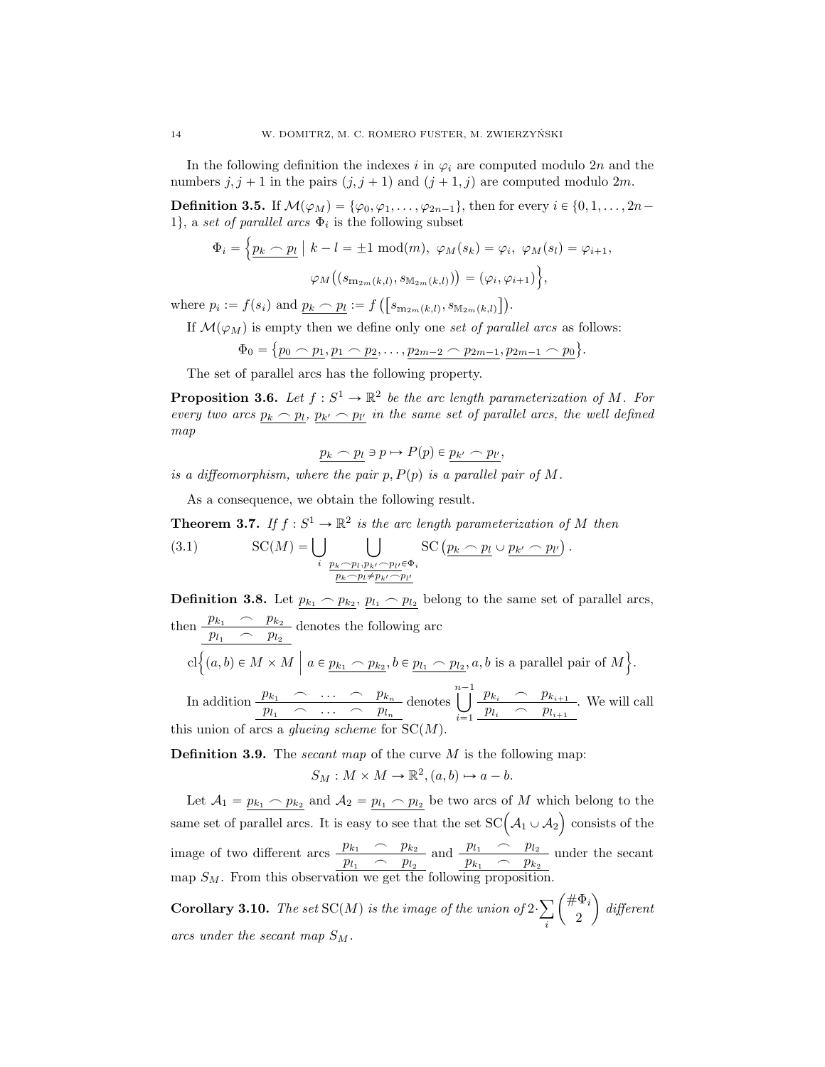In the following definition the indexes $i$ in $\varphi_i$ are computed modulo $2n$ and the numbers $j, j+1$ in the pairs $(j, j+1)$ and $(j+1, j)$ are computed modulo $2m$.

**Definition 3.5.** If $\mathcal{M}(\varphi_M) = \{\varphi_0, \varphi_1, \ldots, \varphi_{2n-1}\}$, then for every $i \in \{0, 1, \ldots, 2n-1\}$, a *set of parallel arcs* $\Phi_i$ is the following subset

$$\Phi_i = \Big\{ \underline{p_k \frown p_l} \;\Big|\; k - l = \pm 1 \bmod(m),\ \varphi_M(s_k) = \varphi_i,\ \varphi_M(s_l) = \varphi_{i+1},$$
$$\varphi_M\big((s_{\mathrm{m}_{2m}(k,l)}, s_{\mathbb{M}_{2m}(k,l)})\big) = (\varphi_i, \varphi_{i+1}) \Big\},$$

where $p_i := f(s_i)$ and $\underline{p_k \frown p_l} := f\left(\left[s_{\mathrm{m}_{2m}(k,l)}, s_{\mathbb{M}_{2m}(k,l)}\right]\right)$.

If $\mathcal{M}(\varphi_M)$ is empty then we define only one *set of parallel arcs* as follows:

$$\Phi_0 = \big\{ \underline{p_0 \frown p_1}, \underline{p_1 \frown p_2}, \ldots, \underline{p_{2m-2} \frown p_{2m-1}}, \underline{p_{2m-1} \frown p_0} \big\}.$$

The set of parallel arcs has the following property.

**Proposition 3.6.** *Let $f : S^1 \to \mathbb{R}^2$ be the arc length parameterization of $M$. For every two arcs $\underline{p_k \frown p_l}$, $\underline{p_{k'} \frown p_{l'}}$ in the same set of parallel arcs, the well defined map*

$$\underline{p_k \frown p_l} \ni p \mapsto P(p) \in \underline{p_{k'} \frown p_{l'}},$$

*is a diffeomorphism, where the pair $p, P(p)$ is a parallel pair of $M$.*

As a consequence, we obtain the following result.

**Theorem 3.7.** *If $f : S^1 \to \mathbb{R}^2$ is the arc length parameterization of $M$ then*

$$\mathrm{SC}(M) = \bigcup_i \bigcup_{\substack{\underline{p_k \frown p_l}, \underline{p_{k'} \frown p_{l'}} \in \Phi_i \\ \underline{p_k \frown p_l} \neq \underline{p_{k'} \frown p_{l'}}}} \mathrm{SC}\left( \underline{p_k \frown p_l} \cup \underline{p_{k'} \frown p_{l'}} \right). \tag{3.1}$$

**Definition 3.8.** Let $\underline{p_{k_1} \frown p_{k_2}}$, $\underline{p_{l_1} \frown p_{l_2}}$ belong to the same set of parallel arcs, then $\dfrac{p_{k_1} \quad \frown \quad p_{k_2}}{p_{l_1} \quad \frown \quad p_{l_2}}$ denotes the following arc

$$\mathrm{cl}\Big\{ (a, b) \in M \times M \;\Big|\; a \in \underline{p_{k_1} \frown p_{k_2}}, b \in \underline{p_{l_1} \frown p_{l_2}}, a, b \text{ is a parallel pair of } M \Big\}.$$

In addition $\dfrac{p_{k_1} \quad \frown \quad \ldots \quad \frown \quad p_{k_n}}{p_{l_1} \quad \frown \quad \ldots \quad \frown \quad p_{l_n}}$ denotes $\displaystyle\bigcup_{i=1}^{n-1} \dfrac{p_{k_i} \quad \frown \quad p_{k_{i+1}}}{p_{l_i} \quad \frown \quad p_{l_{i+1}}}$. We will call this union of arcs a *glueing scheme* for $\mathrm{SC}(M)$.

**Definition 3.9.** The *secant map* of the curve $M$ is the following map:

$$S_M : M \times M \to \mathbb{R}^2, (a, b) \mapsto a - b.$$

Let $\mathcal{A}_1 = \underline{p_{k_1} \frown p_{k_2}}$ and $\mathcal{A}_2 = \underline{p_{l_1} \frown p_{l_2}}$ be two arcs of $M$ which belong to the same set of parallel arcs. It is easy to see that the set $\mathrm{SC}\Big(\mathcal{A}_1 \cup \mathcal{A}_2\Big)$ consists of the image of two different arcs $\dfrac{p_{k_1} \quad \frown \quad p_{k_2}}{p_{l_1} \quad \frown \quad p_{l_2}}$ and $\dfrac{p_{l_1} \quad \frown \quad p_{l_2}}{p_{k_1} \quad \frown \quad p_{k_2}}$ under the secant map $S_M$. From this observation we get the following proposition.

**Corollary 3.10.** *The set $\mathrm{SC}(M)$ is the image of the union of $2 \cdot \displaystyle\sum_i \binom{\#\Phi_i}{2}$ different arcs under the secant map $S_M$.*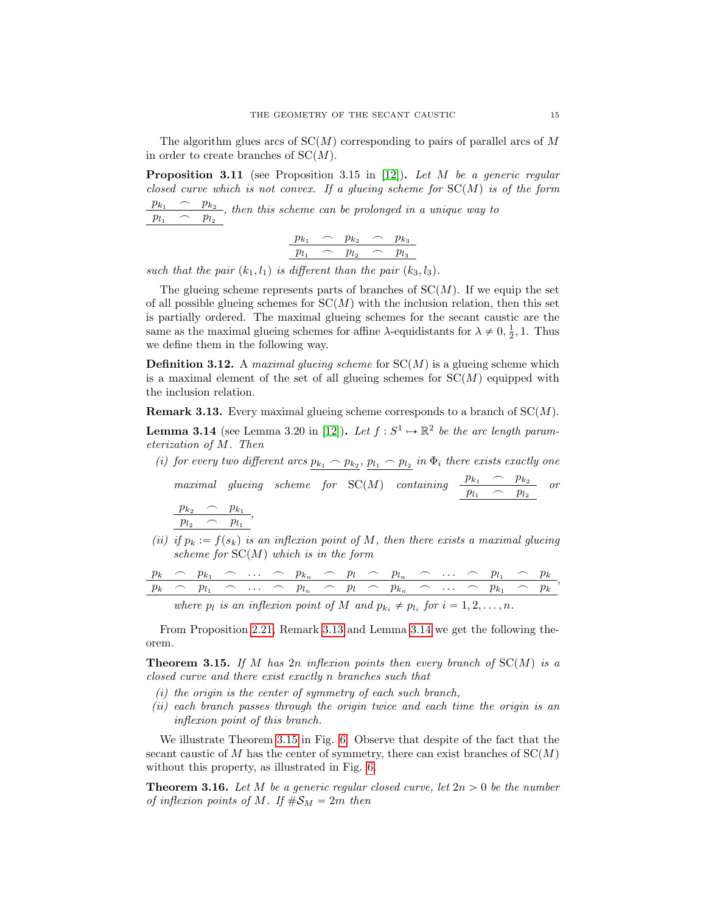The algorithm glues arcs of $\mathrm{SC}(M)$ corresponding to pairs of parallel arcs of $M$ in order to create branches of $\mathrm{SC}(M)$.

**Proposition 3.11** (see Proposition 3.15 in [12])**.** *Let $M$ be a generic regular closed curve which is not convex. If a glueing scheme for $\mathrm{SC}(M)$ is of the form* $\dfrac{p_{k_1} \frown p_{k_2}}{p_{l_1} \frown p_{l_2}}$*, then this scheme can be prolonged in a unique way to*

$$\frac{p_{k_1} \frown p_{k_2} \frown p_{k_3}}{p_{l_1} \frown p_{l_2} \frown p_{l_3}}$$

*such that the pair $(k_1, l_1)$ is different than the pair $(k_3, l_3)$.*

The glueing scheme represents parts of branches of $\mathrm{SC}(M)$. If we equip the set of all possible glueing schemes for $\mathrm{SC}(M)$ with the inclusion relation, then this set is partially ordered. The maximal glueing schemes for the secant caustic are the same as the maximal glueing schemes for affine $\lambda$-equidistants for $\lambda \neq 0, \frac{1}{2}, 1$. Thus we define them in the following way.

**Definition 3.12.** A *maximal glueing scheme* for $\mathrm{SC}(M)$ is a glueing scheme which is a maximal element of the set of all glueing schemes for $\mathrm{SC}(M)$ equipped with the inclusion relation.

**Remark 3.13.** Every maximal glueing scheme corresponds to a branch of $\mathrm{SC}(M)$.

**Lemma 3.14** (see Lemma 3.20 in [12])**.** *Let $f: S^1 \mapsto \mathbb{R}^2$ be the arc length parameterization of $M$. Then*

*(i) for every two different arcs $\underline{p_{k_1} \frown p_{k_2}}$, $\underline{p_{l_1} \frown p_{l_2}}$ in $\Phi_i$ there exists exactly one maximal glueing scheme for $\mathrm{SC}(M)$ containing* $\dfrac{p_{k_1} \frown p_{k_2}}{p_{l_1} \frown p_{l_2}}$ *or* $\dfrac{p_{k_2} \frown p_{k_1}}{p_{l_2} \frown p_{l_1}}$*,*

*(ii) if $p_k := f(s_k)$ is an inflexion point of $M$, then there exists a maximal glueing scheme for $\mathrm{SC}(M)$ which is in the form*

$$\frac{p_k \frown p_{k_1} \frown \ldots \frown p_{k_n} \frown p_l \frown p_{l_n} \frown \ldots \frown p_{l_1} \frown p_k}{p_k \frown p_{l_1} \frown \ldots \frown p_{l_n} \frown p_l \frown p_{k_n} \frown \ldots \frown p_{k_1} \frown p_k},$$

*where $p_l$ is an inflexion point of $M$ and $p_{k_i} \neq p_{l_i}$ for $i = 1, 2, \ldots, n$.*

From Proposition 2.21, Remark 3.13 and Lemma 3.14 we get the following theorem.

**Theorem 3.15.** *If $M$ has $2n$ inflexion points then every branch of $\mathrm{SC}(M)$ is a closed curve and there exist exactly $n$ branches such that*

*(i) the origin is the center of symmetry of each such branch,*

*(ii) each branch passes through the origin twice and each time the origin is an inflexion point of this branch.*

We illustrate Theorem 3.15 in Fig. 6. Observe that despite of the fact that the secant caustic of $M$ has the center of symmetry, there can exist branches of $\mathrm{SC}(M)$ without this property, as illustrated in Fig. 6.

**Theorem 3.16.** *Let $M$ be a generic regular closed curve, let $2n > 0$ be the number of inflexion points of $M$. If $\#\mathcal{S}_M = 2m$ then*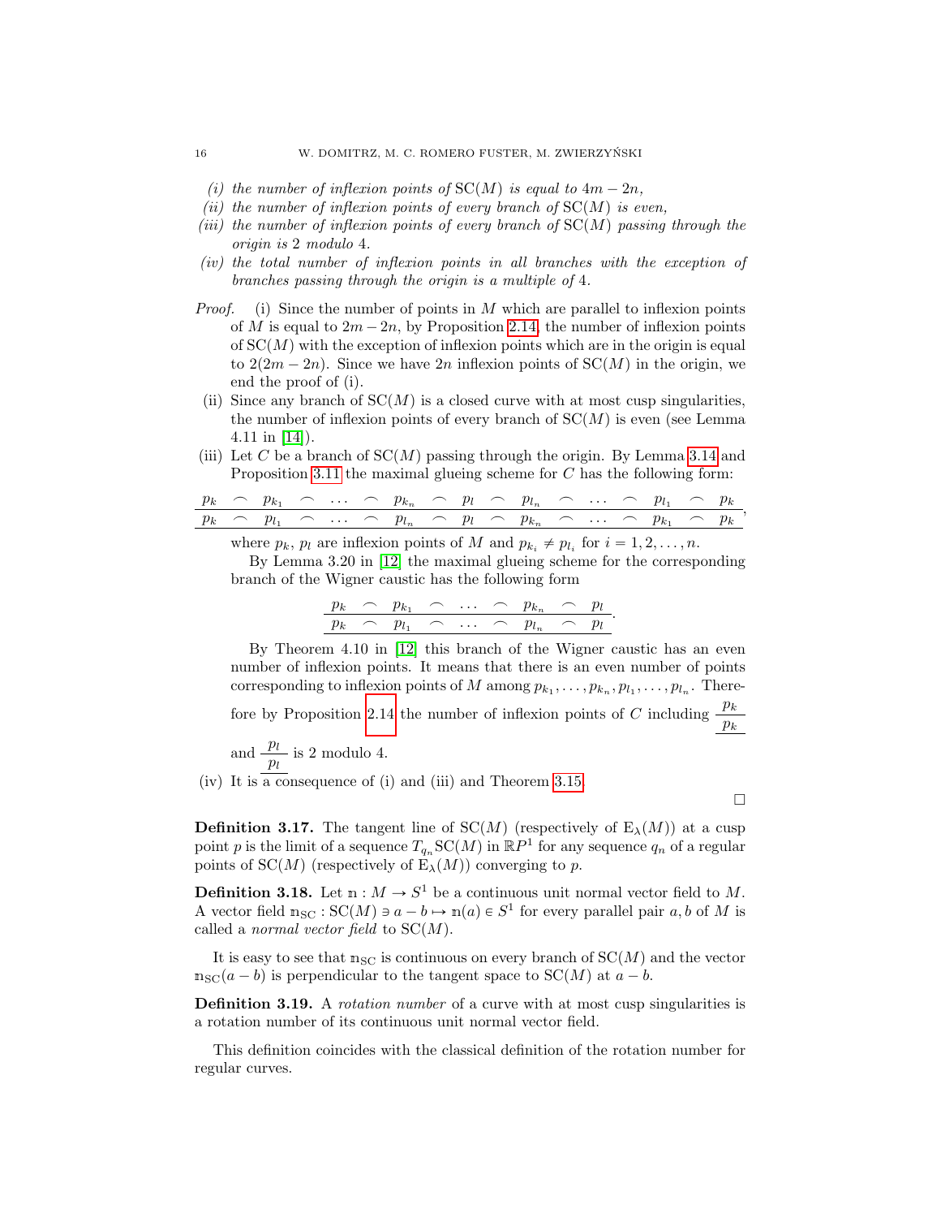*(i) the number of inflexion points of* $\mathrm{SC}(M)$ *is equal to* $4m - 2n$,

*(ii) the number of inflexion points of every branch of* $\mathrm{SC}(M)$ *is even,*

*(iii) the number of inflexion points of every branch of* $\mathrm{SC}(M)$ *passing through the origin is* 2 *modulo* 4.

*(iv) the total number of inflexion points in all branches with the exception of branches passing through the origin is a multiple of* 4.

*Proof.* (i) Since the number of points in $M$ which are parallel to inflexion points of $M$ is equal to $2m - 2n$, by Proposition 2.14, the number of inflexion points of $\mathrm{SC}(M)$ with the exception of inflexion points which are in the origin is equal to $2(2m - 2n)$. Since we have $2n$ inflexion points of $\mathrm{SC}(M)$ in the origin, we end the proof of (i).

(ii) Since any branch of $\mathrm{SC}(M)$ is a closed curve with at most cusp singularities, the number of inflexion points of every branch of $\mathrm{SC}(M)$ is even (see Lemma 4.11 in [14]).

(iii) Let $C$ be a branch of $\mathrm{SC}(M)$ passing through the origin. By Lemma 3.14 and Proposition 3.11 the maximal glueing scheme for $C$ has the following form:

$$\frac{p_k \frown p_{k_1} \frown \cdots \frown p_{k_n} \frown p_l \frown p_{l_n} \frown \cdots \frown p_{l_1} \frown p_k}{p_k \frown p_{l_1} \frown \cdots \frown p_{l_n} \frown p_l \frown p_{k_n} \frown \cdots \frown p_{k_1} \frown p_k},$$

where $p_k$, $p_l$ are inflexion points of $M$ and $p_{k_i} \neq p_{l_i}$ for $i = 1, 2, \ldots, n$.

By Lemma 3.20 in [12] the maximal glueing scheme for the corresponding branch of the Wigner caustic has the following form

$$\frac{p_k \frown p_{k_1} \frown \cdots \frown p_{k_n} \frown p_l}{p_k \frown p_{l_1} \frown \cdots \frown p_{l_n} \frown p_l}.$$

By Theorem 4.10 in [12] this branch of the Wigner caustic has an even number of inflexion points. It means that there is an even number of points corresponding to inflexion points of $M$ among $p_{k_1}, \ldots, p_{k_n}, p_{l_1}, \ldots, p_{l_n}$. Therefore by Proposition 2.14 the number of inflexion points of $C$ including $\dfrac{p_k}{p_k}$ and $\dfrac{p_l}{p_l}$ is 2 modulo 4.

(iv) It is a consequence of (i) and (iii) and Theorem 3.15. $\square$

**Definition 3.17.** The tangent line of $\mathrm{SC}(M)$ (respectively of $\mathrm{E}_\lambda(M)$) at a cusp point $p$ is the limit of a sequence $T_{q_n}\mathrm{SC}(M)$ in $\mathbb{R}P^1$ for any sequence $q_n$ of a regular points of $\mathrm{SC}(M)$ (respectively of $\mathrm{E}_\lambda(M)$) converging to $p$.

**Definition 3.18.** Let $\mathbb{n} : M \to S^1$ be a continuous unit normal vector field to $M$. A vector field $\mathbb{n}_{\mathrm{SC}} : \mathrm{SC}(M) \ni a - b \mapsto \mathbb{n}(a) \in S^1$ for every parallel pair $a, b$ of $M$ is called a *normal vector field* to $\mathrm{SC}(M)$.

It is easy to see that $\mathbb{n}_{\mathrm{SC}}$ is continuous on every branch of $\mathrm{SC}(M)$ and the vector $\mathbb{n}_{\mathrm{SC}}(a - b)$ is perpendicular to the tangent space to $\mathrm{SC}(M)$ at $a - b$.

**Definition 3.19.** A *rotation number* of a curve with at most cusp singularities is a rotation number of its continuous unit normal vector field.

This definition coincides with the classical definition of the rotation number for regular curves.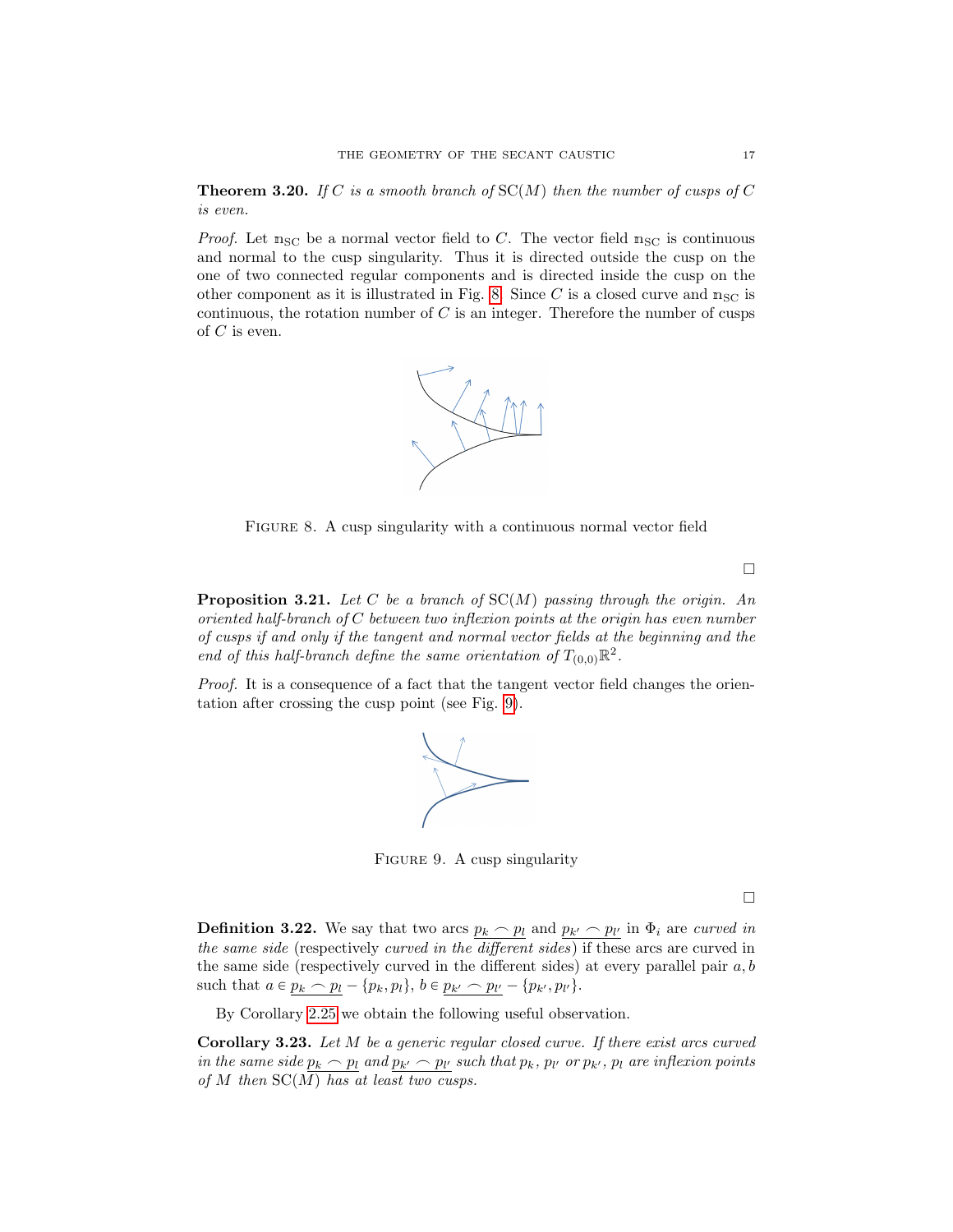**Theorem 3.20.** *If $C$ is a smooth branch of $\mathrm{SC}(M)$ then the number of cusps of $C$ is even.*

*Proof.* Let $\mathbb{n}_{\mathrm{SC}}$ be a normal vector field to $C$. The vector field $\mathbb{n}_{\mathrm{SC}}$ is continuous and normal to the cusp singularity. Thus it is directed outside the cusp on the one of two connected regular components and is directed inside the cusp on the other component as it is illustrated in Fig. 8. Since $C$ is a closed curve and $\mathbb{n}_{\mathrm{SC}}$ is continuous, the rotation number of $C$ is an integer. Therefore the number of cusps of $C$ is even.

FIGURE 8. A cusp singularity with a continuous normal vector field

□

**Proposition 3.21.** *Let $C$ be a branch of $\mathrm{SC}(M)$ passing through the origin. An oriented half-branch of $C$ between two inflexion points at the origin has even number of cusps if and only if the tangent and normal vector fields at the beginning and the end of this half-branch define the same orientation of $T_{(0,0)}\mathbb{R}^2$.*

*Proof.* It is a consequence of a fact that the tangent vector field changes the orientation after crossing the cusp point (see Fig. 9).

FIGURE 9. A cusp singularity

□

**Definition 3.22.** We say that two arcs $\underline{p_k \frown p_l}$ and $\underline{p_{k'} \frown p_{l'}}$ in $\Phi_i$ are *curved in the same side* (respectively *curved in the different sides*) if these arcs are curved in the same side (respectively curved in the different sides) at every parallel pair $a, b$ such that $a \in \underline{p_k \frown p_l} - \{p_k, p_l\}$, $b \in \underline{p_{k'} \frown p_{l'}} - \{p_{k'}, p_{l'}\}$.

By Corollary 2.25 we obtain the following useful observation.

**Corollary 3.23.** *Let $M$ be a generic regular closed curve. If there exist arcs curved in the same side $\underline{p_k \frown p_l}$ and $\underline{p_{k'} \frown p_{l'}}$ such that $p_k$, $p_{l'}$ or $p_{k'}$, $p_l$ are inflexion points of $M$ then $\mathrm{SC}(M)$ has at least two cusps.*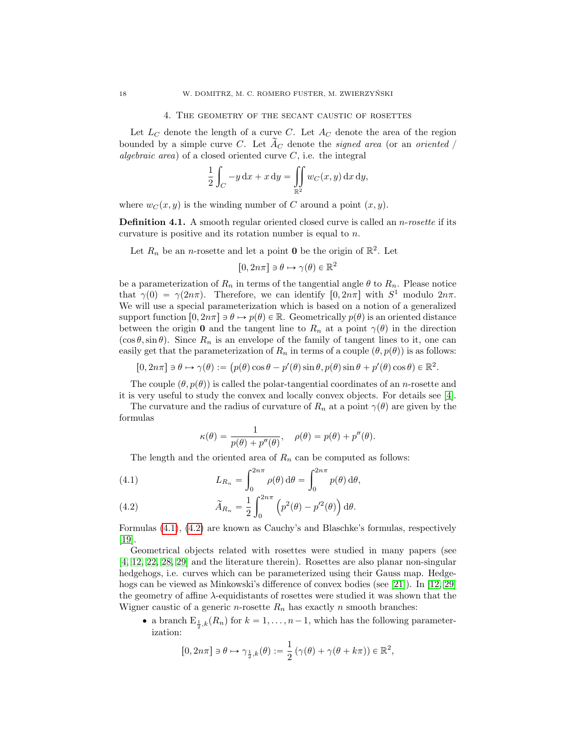## 4. The geometry of the secant caustic of rosettes

Let $L_C$ denote the length of a curve $C$. Let $A_C$ denote the area of the region bounded by a simple curve $C$. Let $\widetilde{A}_C$ denote the *signed area* (or an *oriented / algebraic area*) of a closed oriented curve $C$, i.e. the integral

$$\frac{1}{2}\int_C -y\,\mathrm{d}x + x\,\mathrm{d}y = \iint\limits_{\mathbb{R}^2} w_C(x,y)\,\mathrm{d}x\,\mathrm{d}y,$$

where $w_C(x,y)$ is the winding number of $C$ around a point $(x,y)$.

**Definition 4.1.** A smooth regular oriented closed curve is called an *n-rosette* if its curvature is positive and its rotation number is equal to $n$.

Let $R_n$ be an $n$-rosette and let a point $\mathbf{0}$ be the origin of $\mathbb{R}^2$. Let

$$[0,2n\pi] \ni \theta \mapsto \gamma(\theta) \in \mathbb{R}^2$$

be a parameterization of $R_n$ in terms of the tangential angle $\theta$ to $R_n$. Please notice that $\gamma(0) = \gamma(2n\pi)$. Therefore, we can identify $[0,2n\pi]$ with $S^1$ modulo $2n\pi$. We will use a special parameterization which is based on a notion of a generalized support function $[0,2n\pi] \ni \theta \mapsto p(\theta) \in \mathbb{R}$. Geometrically $p(\theta)$ is an oriented distance between the origin $\mathbf{0}$ and the tangent line to $R_n$ at a point $\gamma(\theta)$ in the direction $(\cos\theta, \sin\theta)$. Since $R_n$ is an envelope of the family of tangent lines to it, one can easily get that the parameterization of $R_n$ in terms of a couple $(\theta, p(\theta))$ is as follows:

$$[0,2n\pi] \ni \theta \mapsto \gamma(\theta) := \big(p(\theta)\cos\theta - p'(\theta)\sin\theta,\, p(\theta)\sin\theta + p'(\theta)\cos\theta\big) \in \mathbb{R}^2.$$

The couple $(\theta, p(\theta))$ is called the polar-tangential coordinates of an $n$-rosette and it is very useful to study the convex and locally convex objects. For details see [4].

The curvature and the radius of curvature of $R_n$ at a point $\gamma(\theta)$ are given by the formulas

$$\kappa(\theta) = \frac{1}{p(\theta) + p''(\theta)}, \quad \rho(\theta) = p(\theta) + p''(\theta).$$

The length and the oriented area of $R_n$ can be computed as follows:

$$L_{R_n} = \int_0^{2n\pi} \rho(\theta)\,\mathrm{d}\theta = \int_0^{2n\pi} p(\theta)\,\mathrm{d}\theta, \tag{4.1}$$

$$\widetilde{A}_{R_n} = \frac{1}{2}\int_0^{2n\pi} \Big(p^2(\theta) - p'^2(\theta)\Big)\,\mathrm{d}\theta. \tag{4.2}$$

Formulas (4.1), (4.2) are known as Cauchy's and Blaschke's formulas, respectively [19].

Geometrical objects related with rosettes were studied in many papers (see [4, 12, 22, 28, 29] and the literature therein). Rosettes are also planar non-singular hedgehogs, i.e. curves which can be parameterized using their Gauss map. Hedgehogs can be viewed as Minkowski's difference of convex bodies (see [21]). In [12, 29] the geometry of affine $\lambda$-equidistants of rosettes were studied it was shown that the Wigner caustic of a generic $n$-rosette $R_n$ has exactly $n$ smooth branches:

- a branch $\mathrm{E}_{\frac{1}{2},k}(R_n)$ for $k = 1,\ldots,n-1$, which has the following parameterization:

$$[0,2n\pi] \ni \theta \mapsto \gamma_{\frac{1}{2},k}(\theta) := \frac{1}{2}\left(\gamma(\theta) + \gamma(\theta + k\pi)\right) \in \mathbb{R}^2,$$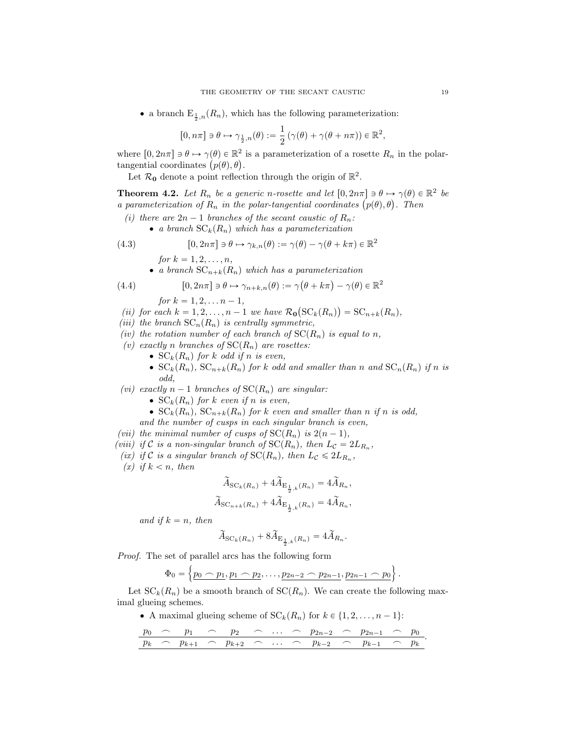- a branch $\mathrm{E}_{\frac{1}{2},n}(R_n)$, which has the following parameterization:

$$[0, n\pi] \ni \theta \mapsto \gamma_{\frac{1}{2},n}(\theta) := \frac{1}{2}\left(\gamma(\theta) + \gamma(\theta + n\pi)\right) \in \mathbb{R}^2,$$

where $[0, 2n\pi] \ni \theta \mapsto \gamma(\theta) \in \mathbb{R}^2$ is a parameterization of a rosette $R_n$ in the polar-tangential coordinates $\big(p(\theta), \theta\big)$.

Let $\mathcal{R}_{\mathbf{0}}$ denote a point reflection through the origin of $\mathbb{R}^2$.

**Theorem 4.2.** *Let $R_n$ be a generic $n$-rosette and let $[0, 2n\pi] \ni \theta \mapsto \gamma(\theta) \in \mathbb{R}^2$ be a parameterization of $R_n$ in the polar-tangential coordinates $\big(p(\theta), \theta\big)$. Then*

*(i) there are $2n-1$ branches of the secant caustic of $R_n$:*

- *a branch $\mathrm{SC}_k(R_n)$ which has a parameterization*

$$[0, 2n\pi] \ni \theta \mapsto \gamma_{k,n}(\theta) := \gamma(\theta) - \gamma(\theta + k\pi) \in \mathbb{R}^2 \tag{4.3}$$

  *for $k = 1, 2, \ldots, n$,*

- *a branch $\mathrm{SC}_{n+k}(R_n)$ which has a parameterization*

$$[0, 2n\pi] \ni \theta \mapsto \gamma_{n+k,n}(\theta) := \gamma\big(\theta + k\pi\big) - \gamma(\theta) \in \mathbb{R}^2 \tag{4.4}$$

  *for $k = 1, 2, \ldots n-1$,*

*(ii) for each $k = 1, 2, \ldots, n-1$ we have $\mathcal{R}_{\mathbf{0}}\big(\mathrm{SC}_k(R_n)\big) = \mathrm{SC}_{n+k}(R_n)$,*

*(iii) the branch $\mathrm{SC}_n(R_n)$ is centrally symmetric,*

*(iv) the rotation number of each branch of $\mathrm{SC}(R_n)$ is equal to $n$,*

*(v) exactly $n$ branches of $\mathrm{SC}(R_n)$ are rosettes:*

- *$\mathrm{SC}_k(R_n)$ for $k$ odd if $n$ is even,*
- *$\mathrm{SC}_k(R_n)$, $\mathrm{SC}_{n+k}(R_n)$ for $k$ odd and smaller than $n$ and $\mathrm{SC}_n(R_n)$ if $n$ is odd,*

*(vi) exactly $n-1$ branches of $\mathrm{SC}(R_n)$ are singular:*

- *$\mathrm{SC}_k(R_n)$ for $k$ even if $n$ is even,*
- *$\mathrm{SC}_k(R_n)$, $\mathrm{SC}_{n+k}(R_n)$ for $k$ even and smaller than $n$ if $n$ is odd,*

*and the number of cusps in each singular branch is even,*

*(vii) the minimal number of cusps of $\mathrm{SC}(R_n)$ is $2(n-1)$,*

*(viii) if $\mathcal{C}$ is a non-singular branch of $\mathrm{SC}(R_n)$, then $L_{\mathcal{C}} = 2L_{R_n}$,*

*(ix) if $\mathcal{C}$ is a singular branch of $\mathrm{SC}(R_n)$, then $L_{\mathcal{C}} \leqslant 2L_{R_n}$,*

*(x) if $k < n$, then*

$$\widetilde{A}_{\mathrm{SC}_k(R_n)} + 4\widetilde{A}_{\mathrm{E}_{\frac{1}{2},k}(R_n)} = 4\widetilde{A}_{R_n},$$

$$\widetilde{A}_{\mathrm{SC}_{n+k}(R_n)} + 4\widetilde{A}_{\mathrm{E}_{\frac{1}{2},k}(R_n)} = 4\widetilde{A}_{R_n},$$

*and if $k = n$, then*

$$\widetilde{A}_{\mathrm{SC}_k(R_n)} + 8\widetilde{A}_{\mathrm{E}_{\frac{1}{2},k}(R_n)} = 4\widetilde{A}_{R_n}.$$

*Proof.* The set of parallel arcs has the following form

$$\Phi_0 = \left\{\underline{p_0 \frown p_1}, \underline{p_1 \frown p_2}, \ldots, \underline{p_{2n-2} \frown p_{2n-1}}, \underline{p_{2n-1} \frown p_0}\right\}.$$

Let $\mathrm{SC}_k(R_n)$ be a smooth branch of $\mathrm{SC}(R_n)$. We can create the following maximal glueing schemes.

- A maximal glueing scheme of $\mathrm{SC}_k(R_n)$ for $k \in \{1, 2, \ldots, n-1\}$:

$$\frac{p_0 \frown p_1 \frown p_2 \frown \cdots \frown p_{2n-2} \frown p_{2n-1} \frown p_0}{p_k \frown p_{k+1} \frown p_{k+2} \frown \cdots \frown p_{k-2} \frown p_{k-1} \frown p_k}.$$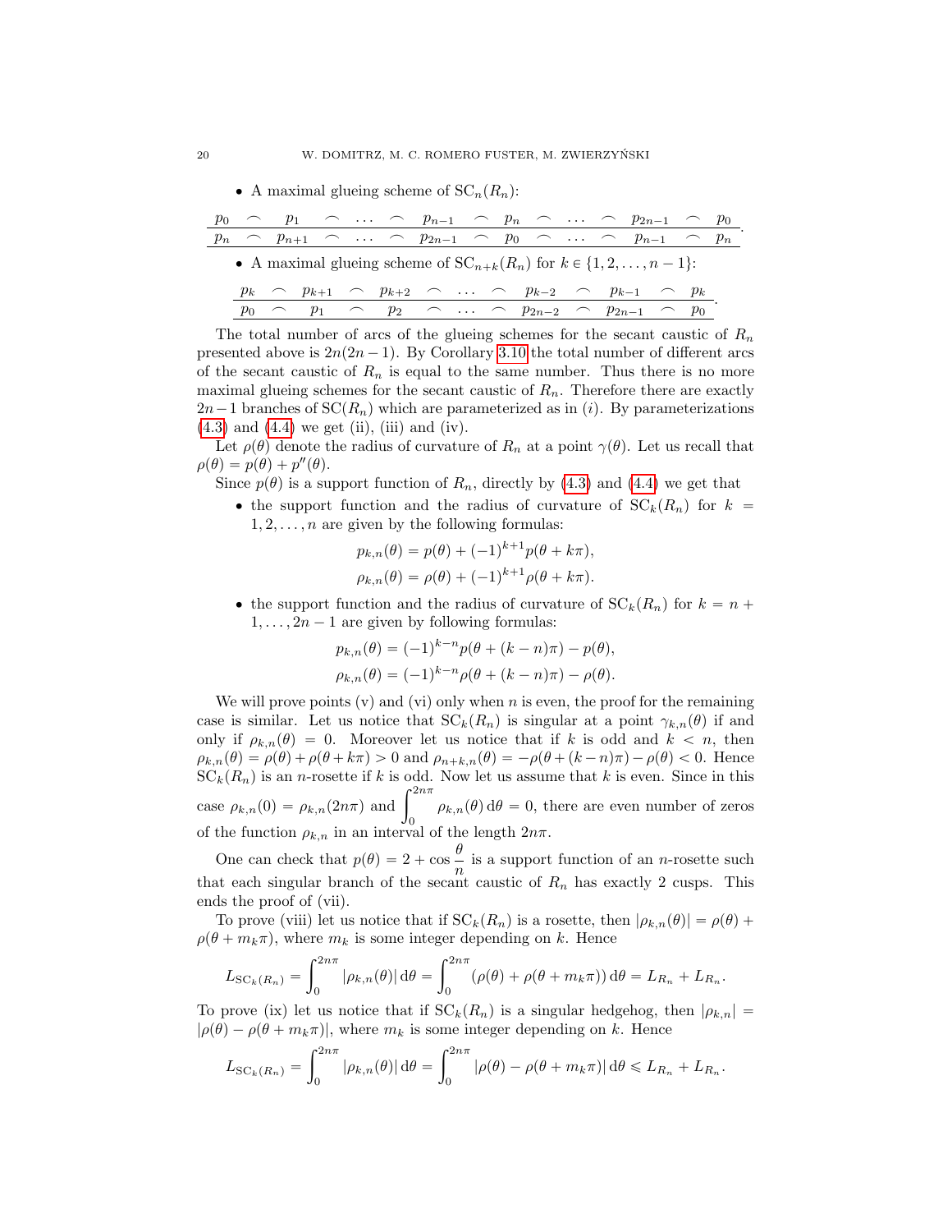- A maximal glueing scheme of $\mathrm{SC}_n(R_n)$:

$$\frac{p_0 \frown p_1 \frown \cdots \frown p_{n-1} \frown p_n \frown \cdots \frown p_{2n-1} \frown p_0}{p_n \frown p_{n+1} \frown \cdots \frown p_{2n-1} \frown p_0 \frown \cdots \frown p_{n-1} \frown p_n}.$$

- A maximal glueing scheme of $\mathrm{SC}_{n+k}(R_n)$ for $k \in \{1, 2, \ldots, n-1\}$:

$$\frac{p_k \frown p_{k+1} \frown p_{k+2} \frown \cdots \frown p_{k-2} \frown p_{k-1} \frown p_k}{p_0 \frown p_1 \frown p_2 \frown \cdots \frown p_{2n-2} \frown p_{2n-1} \frown p_0}.$$

The total number of arcs of the glueing schemes for the secant caustic of $R_n$ presented above is $2n(2n-1)$. By Corollary 3.10 the total number of different arcs of the secant caustic of $R_n$ is equal to the same number. Thus there is no more maximal glueing schemes for the secant caustic of $R_n$. Therefore there are exactly $2n-1$ branches of $\mathrm{SC}(R_n)$ which are parameterized as in $(i)$. By parameterizations (4.3) and (4.4) we get (ii), (iii) and (iv).

Let $\rho(\theta)$ denote the radius of curvature of $R_n$ at a point $\gamma(\theta)$. Let us recall that $\rho(\theta) = p(\theta) + p''(\theta)$.

Since $p(\theta)$ is a support function of $R_n$, directly by (4.3) and (4.4) we get that

- the support function and the radius of curvature of $\mathrm{SC}_k(R_n)$ for $k = 1, 2, \ldots, n$ are given by the following formulas:

$$p_{k,n}(\theta) = p(\theta) + (-1)^{k+1} p(\theta + k\pi),$$
$$\rho_{k,n}(\theta) = \rho(\theta) + (-1)^{k+1} \rho(\theta + k\pi).$$

- the support function and the radius of curvature of $\mathrm{SC}_k(R_n)$ for $k = n+1, \ldots, 2n-1$ are given by following formulas:

$$p_{k,n}(\theta) = (-1)^{k-n} p(\theta + (k-n)\pi) - p(\theta),$$
$$\rho_{k,n}(\theta) = (-1)^{k-n} \rho(\theta + (k-n)\pi) - \rho(\theta).$$

We will prove points (v) and (vi) only when $n$ is even, the proof for the remaining case is similar. Let us notice that $\mathrm{SC}_k(R_n)$ is singular at a point $\gamma_{k,n}(\theta)$ if and only if $\rho_{k,n}(\theta) = 0$. Moreover let us notice that if $k$ is odd and $k < n$, then $\rho_{k,n}(\theta) = \rho(\theta) + \rho(\theta + k\pi) > 0$ and $\rho_{n+k,n}(\theta) = -\rho(\theta + (k-n)\pi) - \rho(\theta) < 0$. Hence $\mathrm{SC}_k(R_n)$ is an $n$-rosette if $k$ is odd. Now let us assume that $k$ is even. Since in this case $\rho_{k,n}(0) = \rho_{k,n}(2n\pi)$ and $\displaystyle\int_0^{2n\pi} \rho_{k,n}(\theta)\,\mathrm{d}\theta = 0$, there are even number of zeros of the function $\rho_{k,n}$ in an interval of the length $2n\pi$.

One can check that $p(\theta) = 2 + \cos\dfrac{\theta}{n}$ is a support function of an $n$-rosette such that each singular branch of the secant caustic of $R_n$ has exactly 2 cusps. This ends the proof of (vii).

To prove (viii) let us notice that if $\mathrm{SC}_k(R_n)$ is a rosette, then $|\rho_{k,n}(\theta)| = \rho(\theta) + \rho(\theta + m_k\pi)$, where $m_k$ is some integer depending on $k$. Hence

$$L_{\mathrm{SC}_k(R_n)} = \int_0^{2n\pi} |\rho_{k,n}(\theta)|\,\mathrm{d}\theta = \int_0^{2n\pi} (\rho(\theta) + \rho(\theta + m_k\pi))\,\mathrm{d}\theta = L_{R_n} + L_{R_n}.$$

To prove (ix) let us notice that if $\mathrm{SC}_k(R_n)$ is a singular hedgehog, then $|\rho_{k,n}| = |\rho(\theta) - \rho(\theta + m_k\pi)|$, where $m_k$ is some integer depending on $k$. Hence

$$L_{\mathrm{SC}_k(R_n)} = \int_0^{2n\pi} |\rho_{k,n}(\theta)|\,\mathrm{d}\theta = \int_0^{2n\pi} |\rho(\theta) - \rho(\theta + m_k\pi)|\,\mathrm{d}\theta \leqslant L_{R_n} + L_{R_n}.$$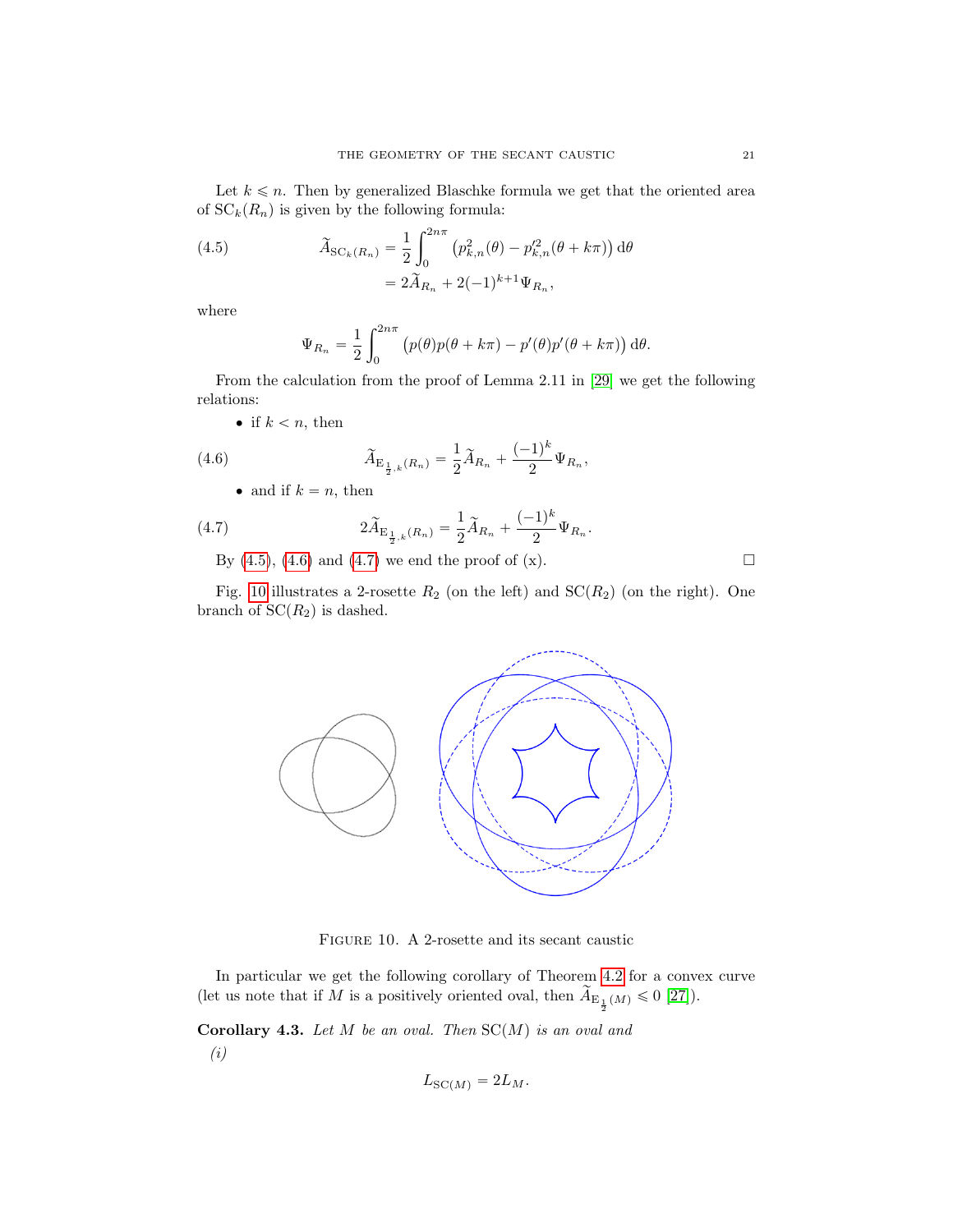Let $k \leqslant n$. Then by generalized Blaschke formula we get that the oriented area of $\mathrm{SC}_k(R_n)$ is given by the following formula:

$$
\begin{aligned}
\widetilde{A}_{\mathrm{SC}_k(R_n)} &= \frac{1}{2}\int_0^{2n\pi} \left(p_{k,n}^2(\theta) - p_{k,n}'^2(\theta + k\pi)\right) \mathrm{d}\theta \\
&= 2\widetilde{A}_{R_n} + 2(-1)^{k+1}\Psi_{R_n},
\end{aligned} \tag{4.5}
$$

where

$$
\Psi_{R_n} = \frac{1}{2}\int_0^{2n\pi} \left(p(\theta)p(\theta + k\pi) - p'(\theta)p'(\theta + k\pi)\right) \mathrm{d}\theta.
$$

From the calculation from the proof of Lemma 2.11 in [29] we get the following relations:

- if $k < n$, then

$$
\widetilde{A}_{\mathrm{E}_{\frac{1}{2},k}(R_n)} = \frac{1}{2}\widetilde{A}_{R_n} + \frac{(-1)^k}{2}\Psi_{R_n}, \tag{4.6}
$$

- and if $k = n$, then

$$
2\widetilde{A}_{\mathrm{E}_{\frac{1}{2},k}(R_n)} = \frac{1}{2}\widetilde{A}_{R_n} + \frac{(-1)^k}{2}\Psi_{R_n}. \tag{4.7}
$$

By (4.5), (4.6) and (4.7) we end the proof of (x). $\square$

Fig. 10 illustrates a 2-rosette $R_2$ (on the left) and $\mathrm{SC}(R_2)$ (on the right). One branch of $\mathrm{SC}(R_2)$ is dashed.

FIGURE 10. A 2-rosette and its secant caustic

In particular we get the following corollary of Theorem 4.2 for a convex curve (let us note that if $M$ is a positively oriented oval, then $\widetilde{A}_{\mathrm{E}_{\frac{1}{2}}(M)} \leqslant 0$ [27]).

**Corollary 4.3.** *Let $M$ be an oval. Then $\mathrm{SC}(M)$ is an oval and*

*(i)*

$$
L_{\mathrm{SC}(M)} = 2L_M.
$$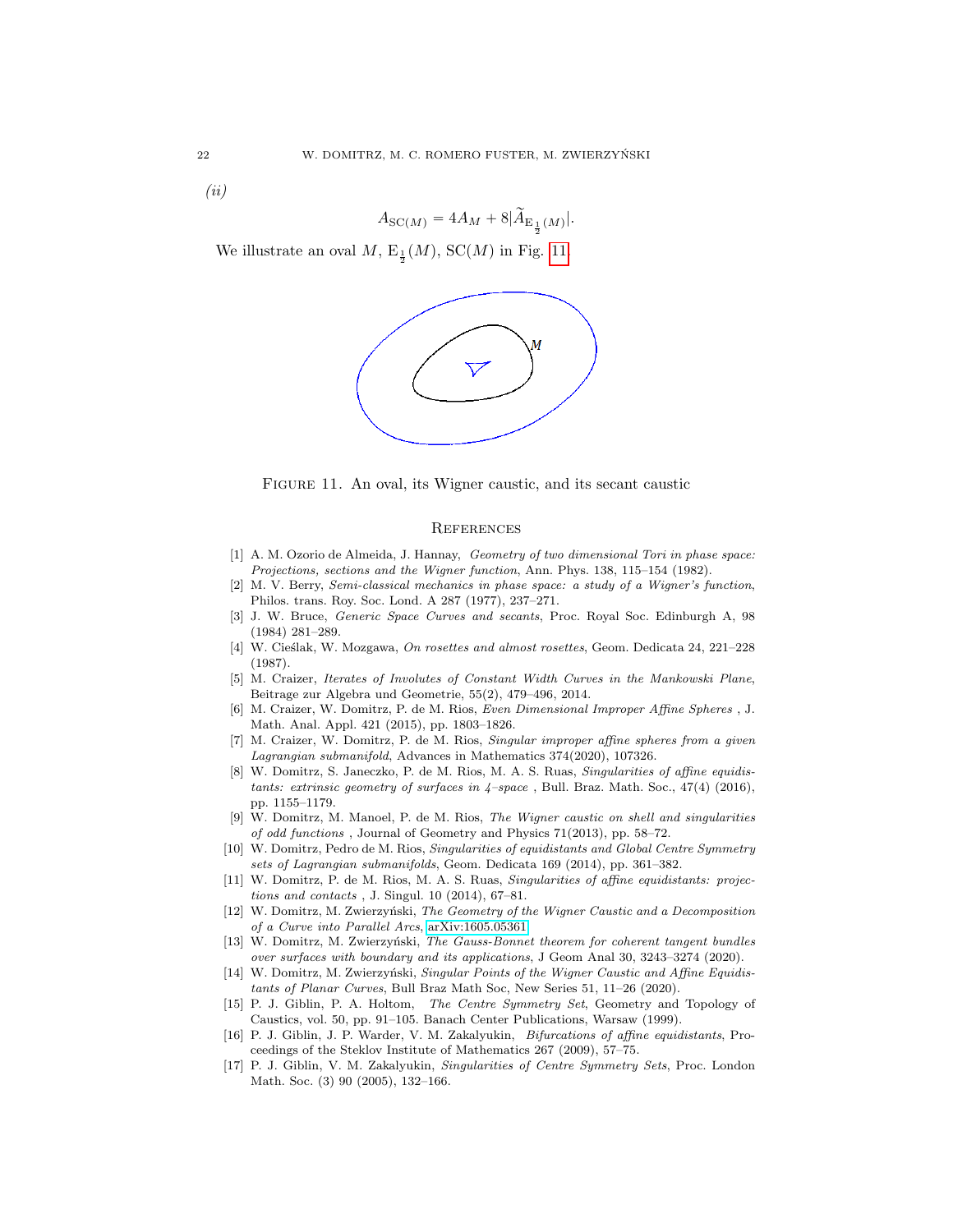*(ii)*

$$A_{\mathrm{SC}(M)} = 4A_M + 8|\widetilde{A}_{\mathrm{E}_{\frac{1}{2}}(M)}|.$$

We illustrate an oval $M$, $\mathrm{E}_{\frac{1}{2}}(M)$, $\mathrm{SC}(M)$ in Fig. 11.

FIGURE 11. An oval, its Wigner caustic, and its secant caustic

## REFERENCES

[1] A. M. Ozorio de Almeida, J. Hannay, *Geometry of two dimensional Tori in phase space: Projections, sections and the Wigner function*, Ann. Phys. 138, 115–154 (1982).

[2] M. V. Berry, *Semi-classical mechanics in phase space: a study of a Wigner's function*, Philos. trans. Roy. Soc. Lond. A 287 (1977), 237–271.

[3] J. W. Bruce, *Generic Space Curves and secants*, Proc. Royal Soc. Edinburgh A, 98 (1984) 281–289.

[4] W. Cieślak, W. Mozgawa, *On rosettes and almost rosettes*, Geom. Dedicata 24, 221–228 (1987).

[5] M. Craizer, *Iterates of Involutes of Constant Width Curves in the Mankowski Plane*, Beitrage zur Algebra und Geometrie, 55(2), 479–496, 2014.

[6] M. Craizer, W. Domitrz, P. de M. Rios, *Even Dimensional Improper Affine Spheres* , J. Math. Anal. Appl. 421 (2015), pp. 1803–1826.

[7] M. Craizer, W. Domitrz, P. de M. Rios, *Singular improper affine spheres from a given Lagrangian submanifold*, Advances in Mathematics 374(2020), 107326.

[8] W. Domitrz, S. Janeczko, P. de M. Rios, M. A. S. Ruas, *Singularities of affine equidistants: extrinsic geometry of surfaces in 4–space* , Bull. Braz. Math. Soc., 47(4) (2016), pp. 1155–1179.

[9] W. Domitrz, M. Manoel, P. de M. Rios, *The Wigner caustic on shell and singularities of odd functions* , Journal of Geometry and Physics 71(2013), pp. 58–72.

[10] W. Domitrz, Pedro de M. Rios, *Singularities of equidistants and Global Centre Symmetry sets of Lagrangian submanifolds*, Geom. Dedicata 169 (2014), pp. 361–382.

[11] W. Domitrz, P. de M. Rios, M. A. S. Ruas, *Singularities of affine equidistants: projections and contacts* , J. Singul. 10 (2014), 67–81.

[12] W. Domitrz, M. Zwierzyński, *The Geometry of the Wigner Caustic and a Decomposition of a Curve into Parallel Arcs*, arXiv:1605.05361.

[13] W. Domitrz, M. Zwierzyński, *The Gauss-Bonnet theorem for coherent tangent bundles over surfaces with boundary and its applications*, J Geom Anal 30, 3243–3274 (2020).

[14] W. Domitrz, M. Zwierzyński, *Singular Points of the Wigner Caustic and Affine Equidistants of Planar Curves*, Bull Braz Math Soc, New Series 51, 11–26 (2020).

[15] P. J. Giblin, P. A. Holtom, *The Centre Symmetry Set*, Geometry and Topology of Caustics, vol. 50, pp. 91–105. Banach Center Publications, Warsaw (1999).

[16] P. J. Giblin, J. P. Warder, V. M. Zakalyukin, *Bifurcations of affine equidistants*, Proceedings of the Steklov Institute of Mathematics 267 (2009), 57–75.

[17] P. J. Giblin, V. M. Zakalyukin, *Singularities of Centre Symmetry Sets*, Proc. London Math. Soc. (3) 90 (2005), 132–166.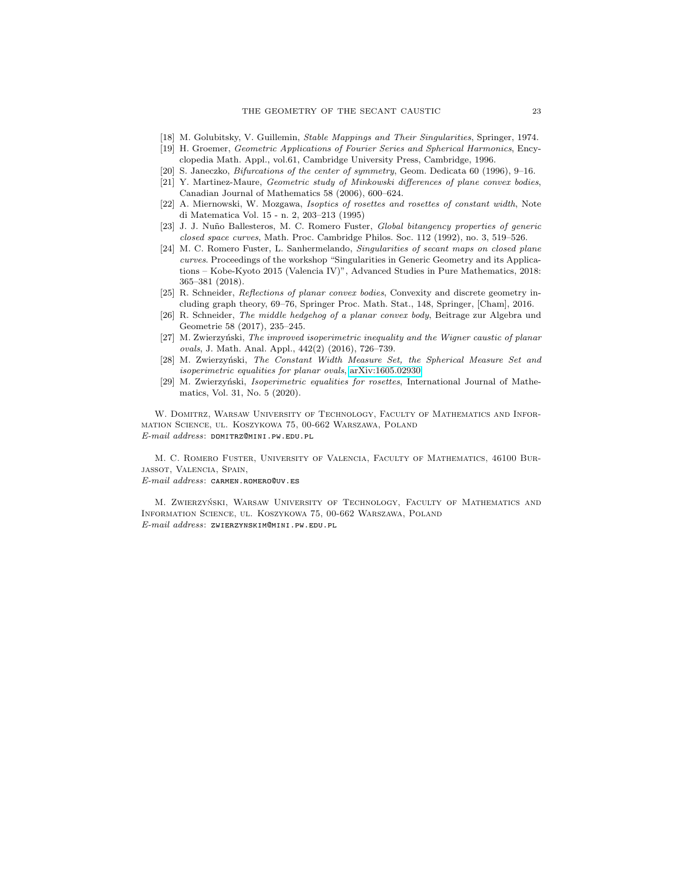[18] M. Golubitsky, V. Guillemin, *Stable Mappings and Their Singularities*, Springer, 1974.

[19] H. Groemer, *Geometric Applications of Fourier Series and Spherical Harmonics*, Encyclopedia Math. Appl., vol.61, Cambridge University Press, Cambridge, 1996.

[20] S. Janeczko, *Bifurcations of the center of symmetry*, Geom. Dedicata 60 (1996), 9–16.

[21] Y. Martinez-Maure, *Geometric study of Minkowski differences of plane convex bodies*, Canadian Journal of Mathematics 58 (2006), 600–624.

[22] A. Miernowski, W. Mozgawa, *Isoptics of rosettes and rosettes of constant width*, Note di Matematica Vol. 15 - n. 2, 203–213 (1995)

[23] J. J. Nuño Ballesteros, M. C. Romero Fuster, *Global bitangency properties of generic closed space curves*, Math. Proc. Cambridge Philos. Soc. 112 (1992), no. 3, 519–526.

[24] M. C. Romero Fuster, L. Sanhermelando, *Singularities of secant maps on closed plane curves*. Proceedings of the workshop "Singularities in Generic Geometry and its Applications – Kobe-Kyoto 2015 (Valencia IV)", Advanced Studies in Pure Mathematics, 2018: 365–381 (2018).

[25] R. Schneider, *Reflections of planar convex bodies*, Convexity and discrete geometry including graph theory, 69–76, Springer Proc. Math. Stat., 148, Springer, [Cham], 2016.

[26] R. Schneider, *The middle hedgehog of a planar convex body*, Beitrage zur Algebra und Geometrie 58 (2017), 235–245.

[27] M. Zwierzyński, *The improved isoperimetric inequality and the Wigner caustic of planar ovals*, J. Math. Anal. Appl., 442(2) (2016), 726–739.

[28] M. Zwierzyński, *The Constant Width Measure Set, the Spherical Measure Set and isoperimetric equalities for planar ovals*, arXiv:1605.02930

[29] M. Zwierzyński, *Isoperimetric equalities for rosettes*, International Journal of Mathematics, Vol. 31, No. 5 (2020).

W. Domitrz, Warsaw University of Technology, Faculty of Mathematics and Information Science, ul. Koszykowa 75, 00-662 Warszawa, Poland
*E-mail address*: domitrz@mini.pw.edu.pl

M. C. Romero Fuster, University of Valencia, Faculty of Mathematics, 46100 Burjassot, Valencia, Spain,
*E-mail address*: carmen.romero@uv.es

M. Zwierzyński, Warsaw University of Technology, Faculty of Mathematics and Information Science, ul. Koszykowa 75, 00-662 Warszawa, Poland
*E-mail address*: zwierzynskim@mini.pw.edu.pl